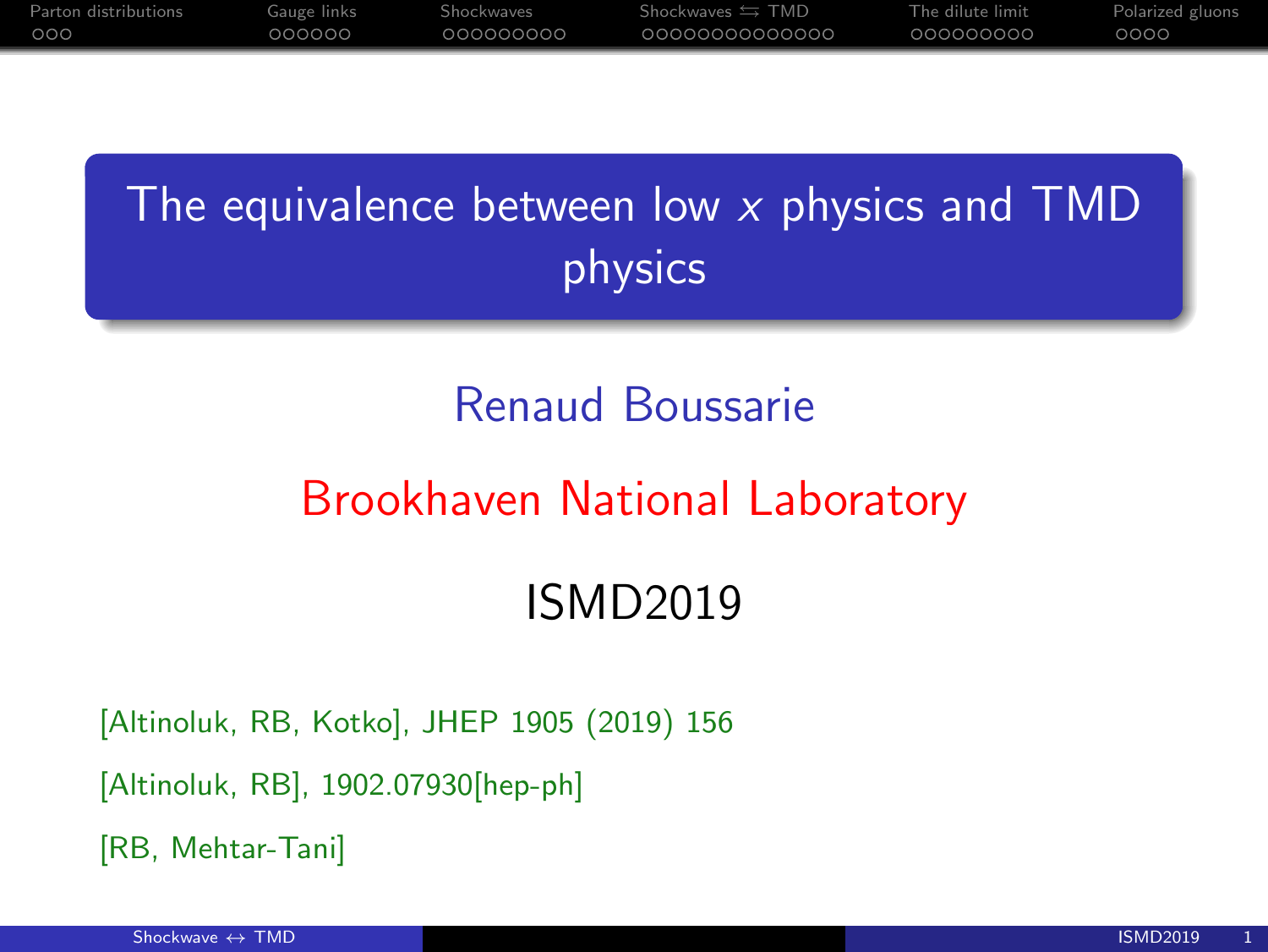# The equivalence between low $x$ physics and TMD physics

Renaud Boussarie

Brookhaven National Laboratory

ISMD2019

[Altinoluk, RB, Kotko], JHEP 1905 (2019) 156

[Altinoluk, RB], 1902.07930[hep-ph]

[RB, Mehtar-Tani]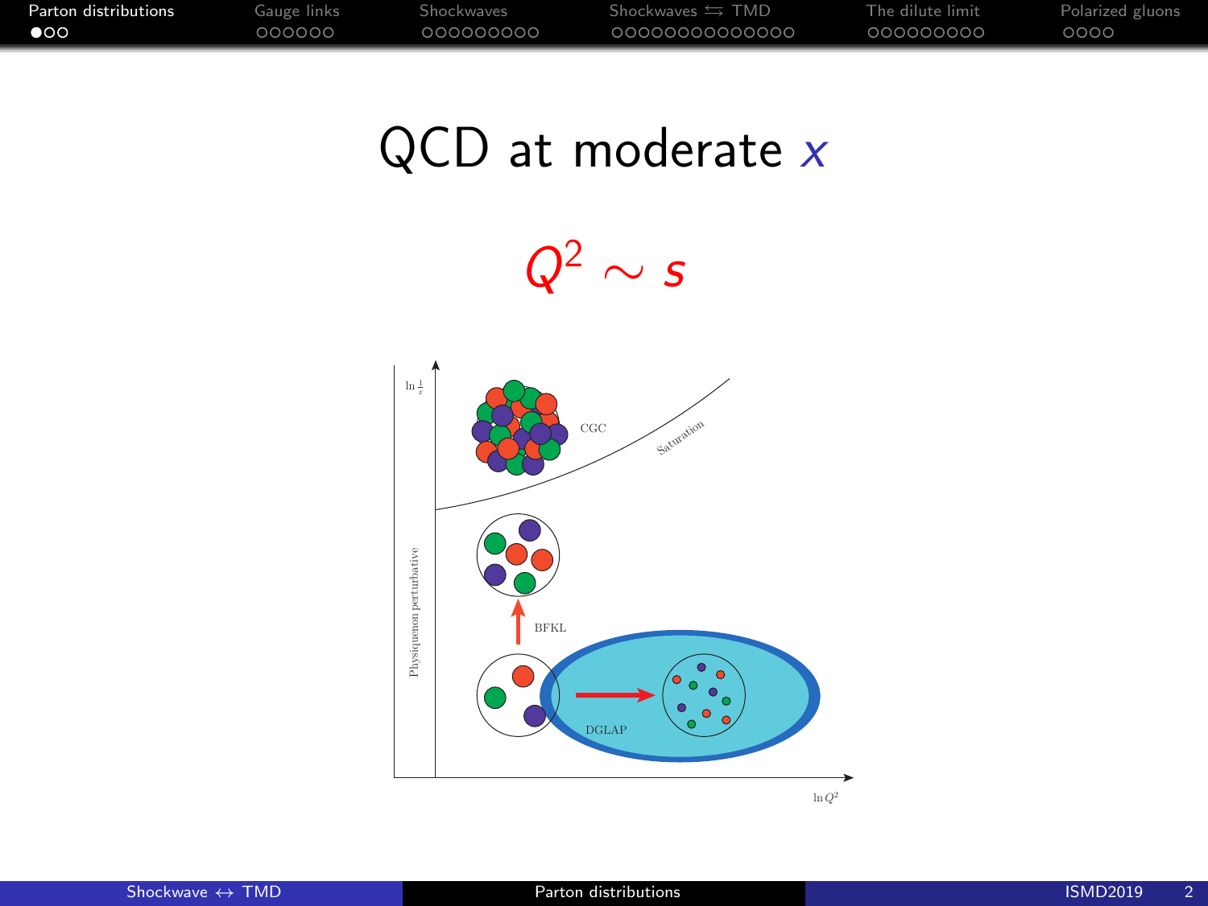# QCD at moderate $x$

$$Q^2 \sim s$$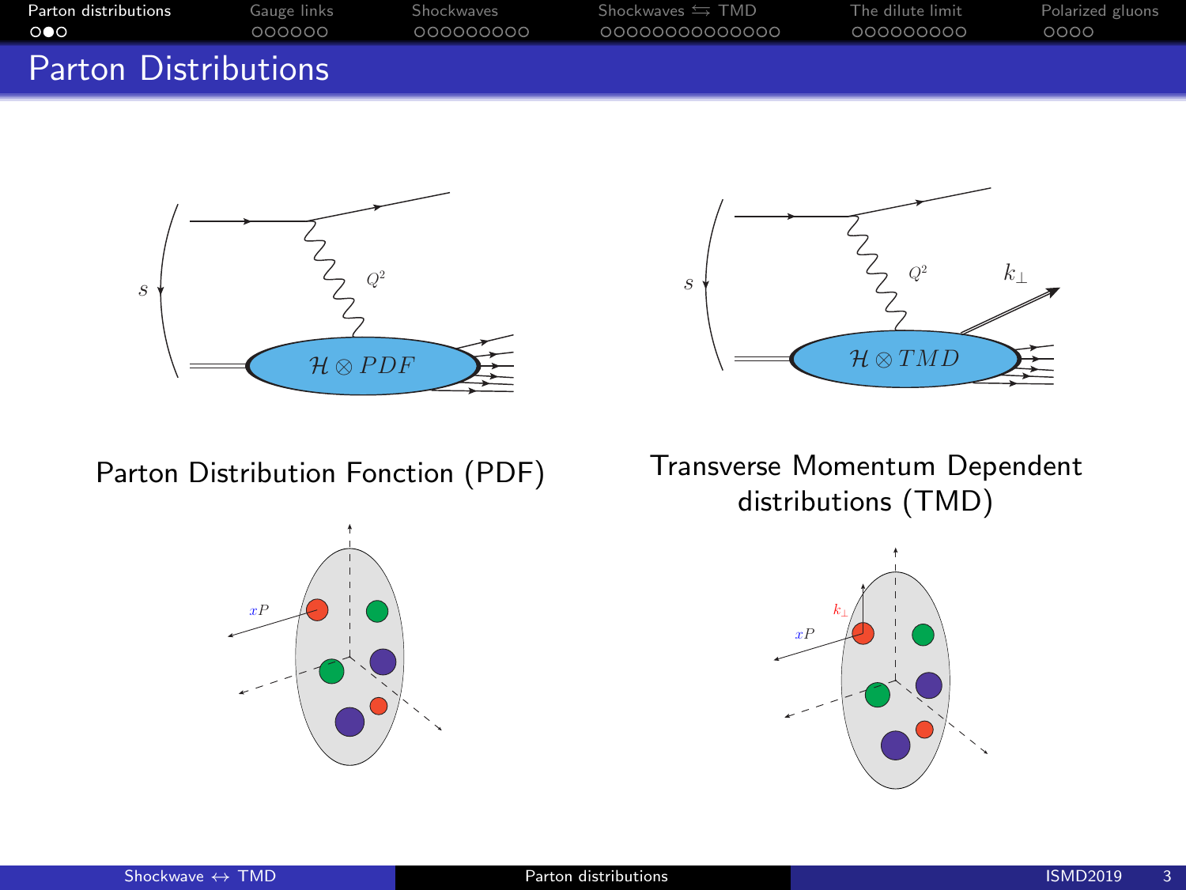# Parton Distributions

$\mathcal{H} \otimes PDF$

Parton Distribution Fonction (PDF)

$\mathcal{H} \otimes TMD$

Transverse Momentum Dependent distributions (TMD)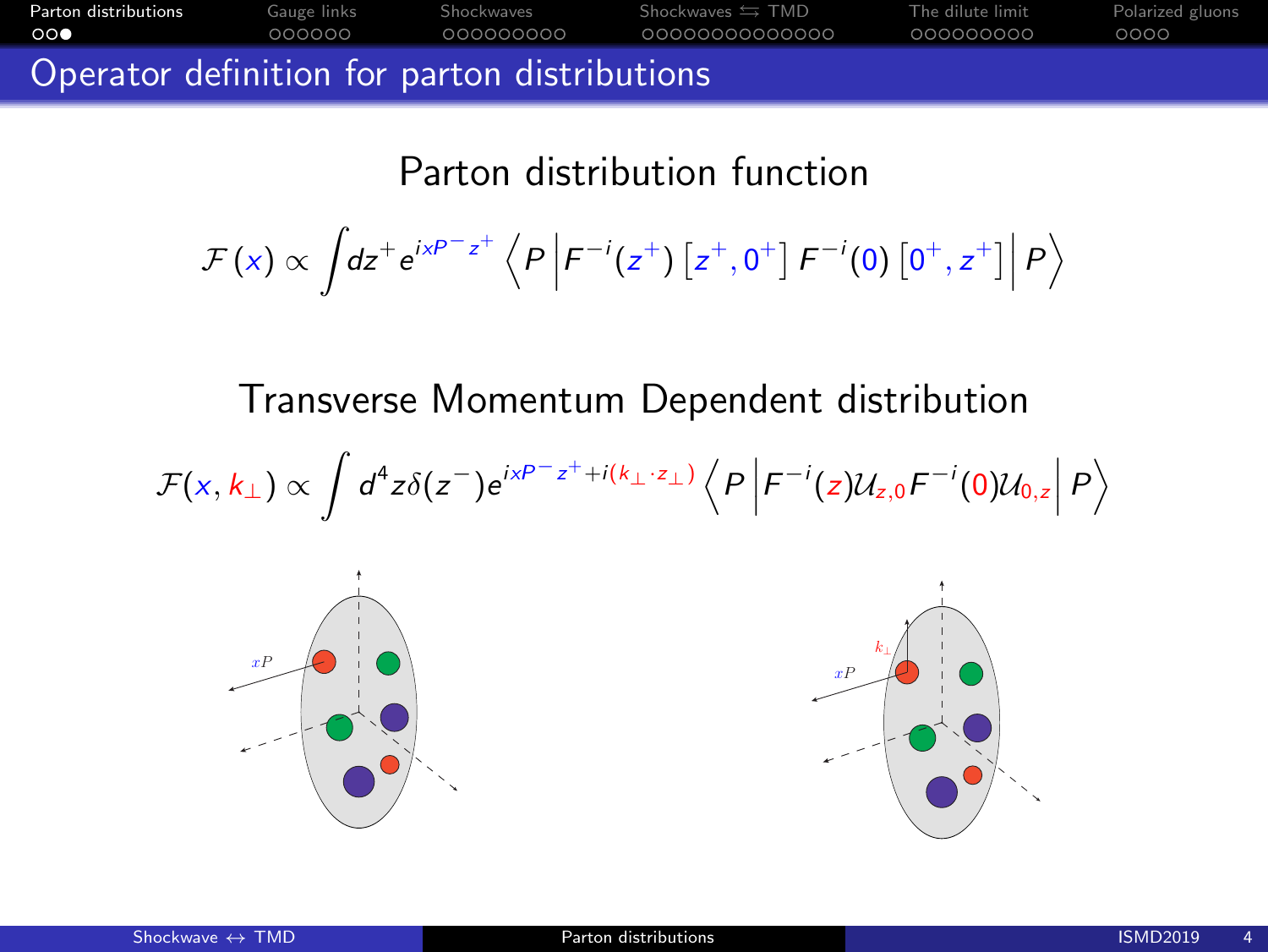# Operator definition for parton distributions

## Parton distribution function

$$\mathcal{F}(x) \propto \int dz^+ e^{ixP^- z^+} \left\langle P \left| F^{-i}(z^+) \left[z^+, 0^+\right] F^{-i}(0) \left[0^+, z^+\right] \right| P \right\rangle$$

## Transverse Momentum Dependent distribution

$$\mathcal{F}(x, k_\perp) \propto \int d^4 z \delta(z^-) e^{ixP^- z^+ + i(k_\perp \cdot z_\perp)} \left\langle P \left| F^{-i}(z) \mathcal{U}_{z,0} F^{-i}(0) \mathcal{U}_{0,z} \right| P \right\rangle$$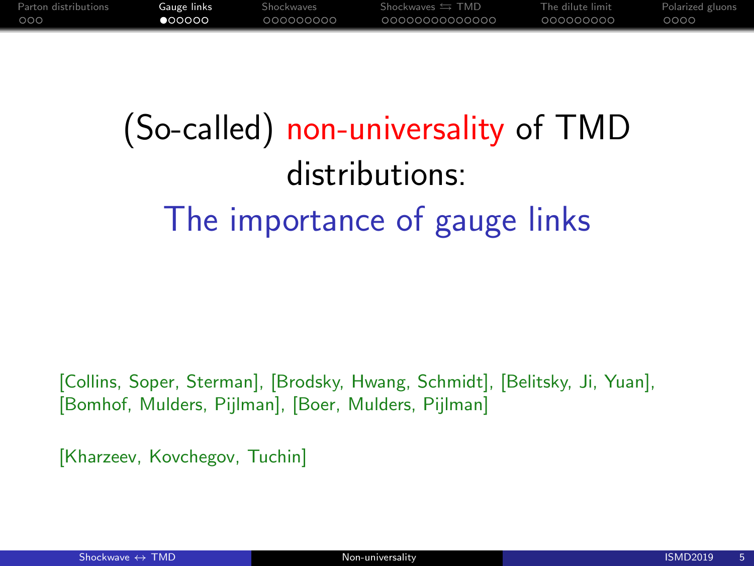# (So-called) non-universality of TMD distributions:

## The importance of gauge links

[Collins, Soper, Sterman], [Brodsky, Hwang, Schmidt], [Belitsky, Ji, Yuan], [Bomhof, Mulders, Pijlman], [Boer, Mulders, Pijlman]

[Kharzeev, Kovchegov, Tuchin]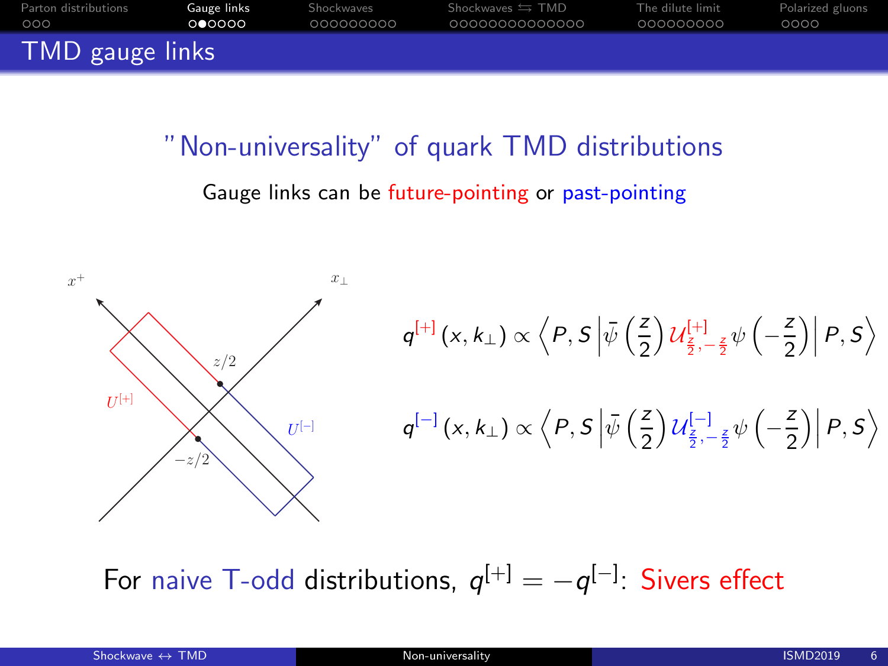# TMD gauge links

## "Non-universality" of quark TMD distributions

Gauge links can be future-pointing or past-pointing

$$q^{[+]}(x, k_\perp) \propto \left\langle P, S \left| \bar{\psi}\left(\frac{z}{2}\right) \mathcal{U}^{[+]}_{\frac{z}{2},-\frac{z}{2}} \psi\left(-\frac{z}{2}\right) \right| P, S \right\rangle$$

$$q^{[-]}(x, k_\perp) \propto \left\langle P, S \left| \bar{\psi}\left(\frac{z}{2}\right) \mathcal{U}^{[-]}_{\frac{z}{2},-\frac{z}{2}} \psi\left(-\frac{z}{2}\right) \right| P, S \right\rangle$$

For naive T-odd distributions, $q^{[+]} = -q^{[-]}$: Sivers effect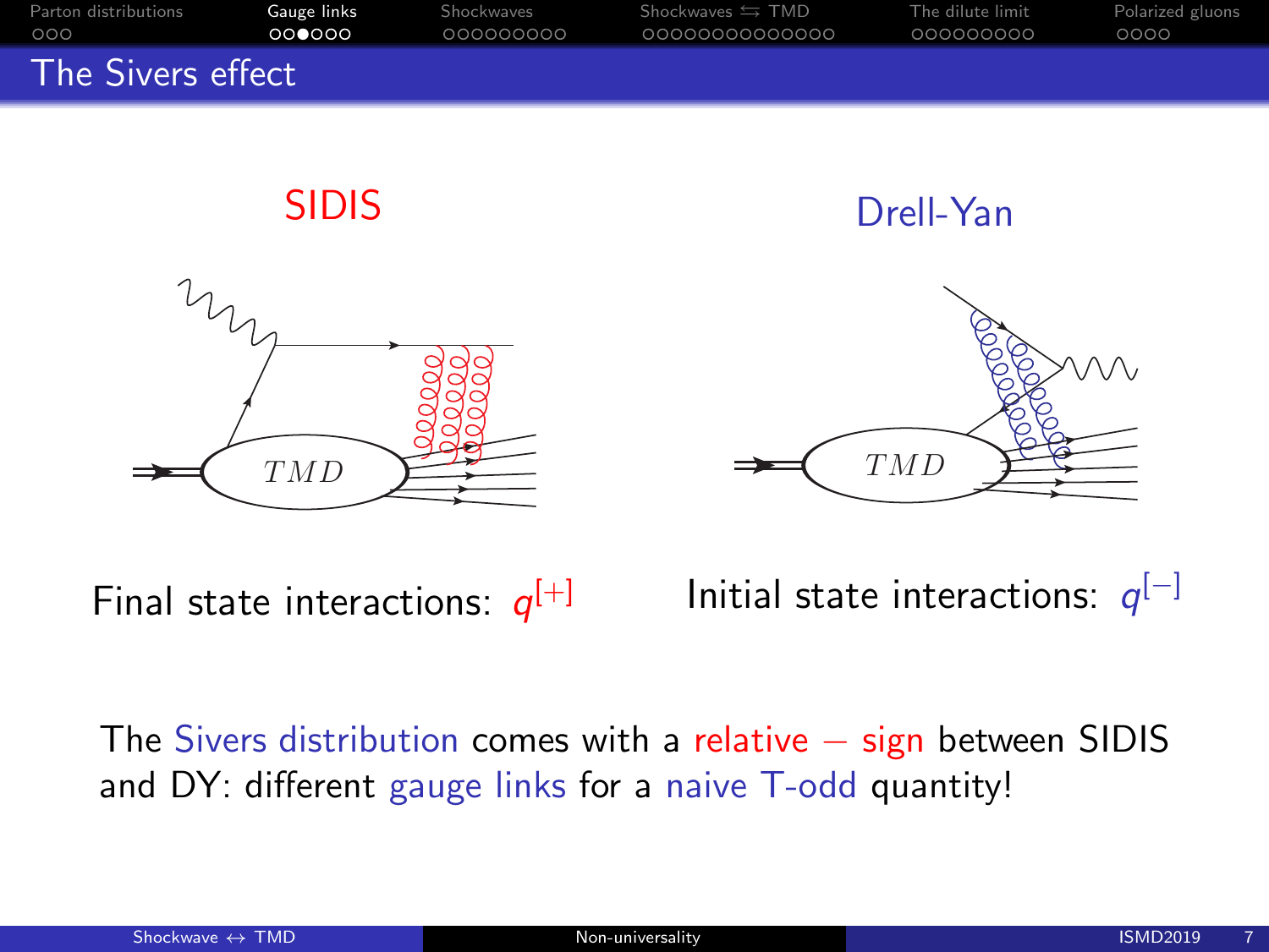# The Sivers effect

SIDIS

Final state interactions: $q^{[+]}$

Drell-Yan

Initial state interactions: $q^{[-]}$

The Sivers distribution comes with a relative − sign between SIDIS and DY: different gauge links for a naive T-odd quantity!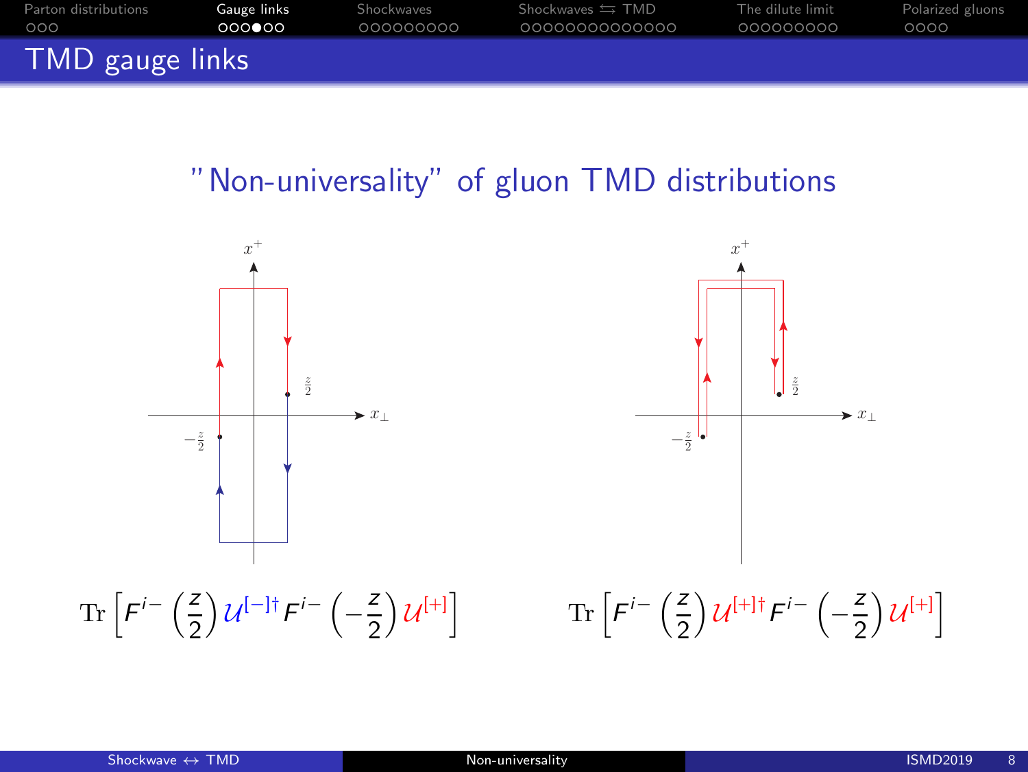# TMD gauge links

## "Non-universality" of gluon TMD distributions

$$\mathrm{Tr}\left[F^{i-}\left(\frac{z}{2}\right)\mathcal{U}^{[-]\dagger}F^{i-}\left(-\frac{z}{2}\right)\mathcal{U}^{[+]}\right]$$

$$\mathrm{Tr}\left[F^{i-}\left(\frac{z}{2}\right)\mathcal{U}^{[+]\dagger}F^{i-}\left(-\frac{z}{2}\right)\mathcal{U}^{[+]}\right]$$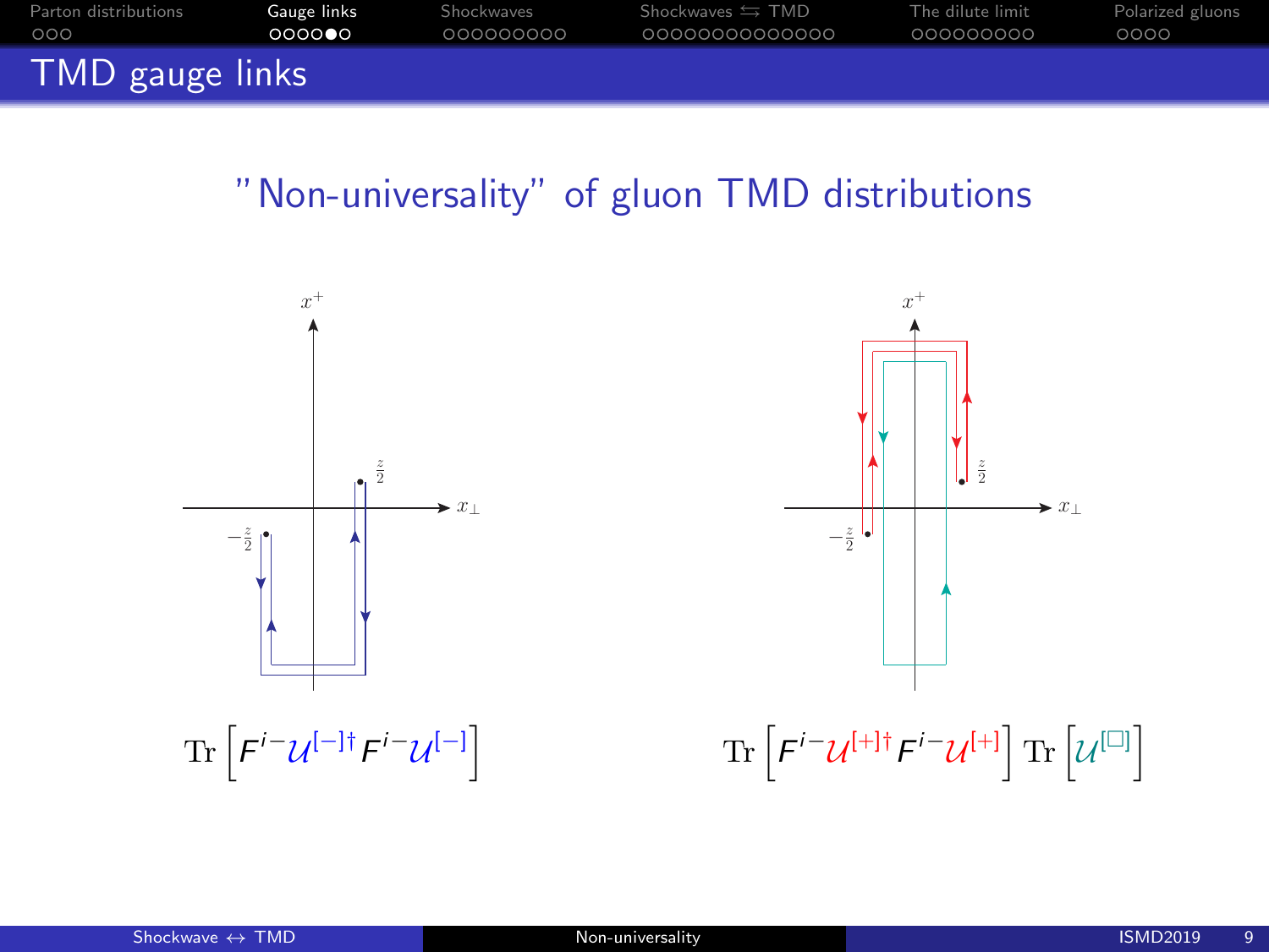# TMD gauge links

## "Non-universality" of gluon TMD distributions

$$\mathrm{Tr}\left[F^{i-}\mathcal{U}^{[-]\dagger}F^{i-}\mathcal{U}^{[-]}\right]$$

$$\mathrm{Tr}\left[F^{i-}\mathcal{U}^{[+]\dagger}F^{i-}\mathcal{U}^{[+]}\right]\mathrm{Tr}\left[\mathcal{U}^{[\square]}\right]$$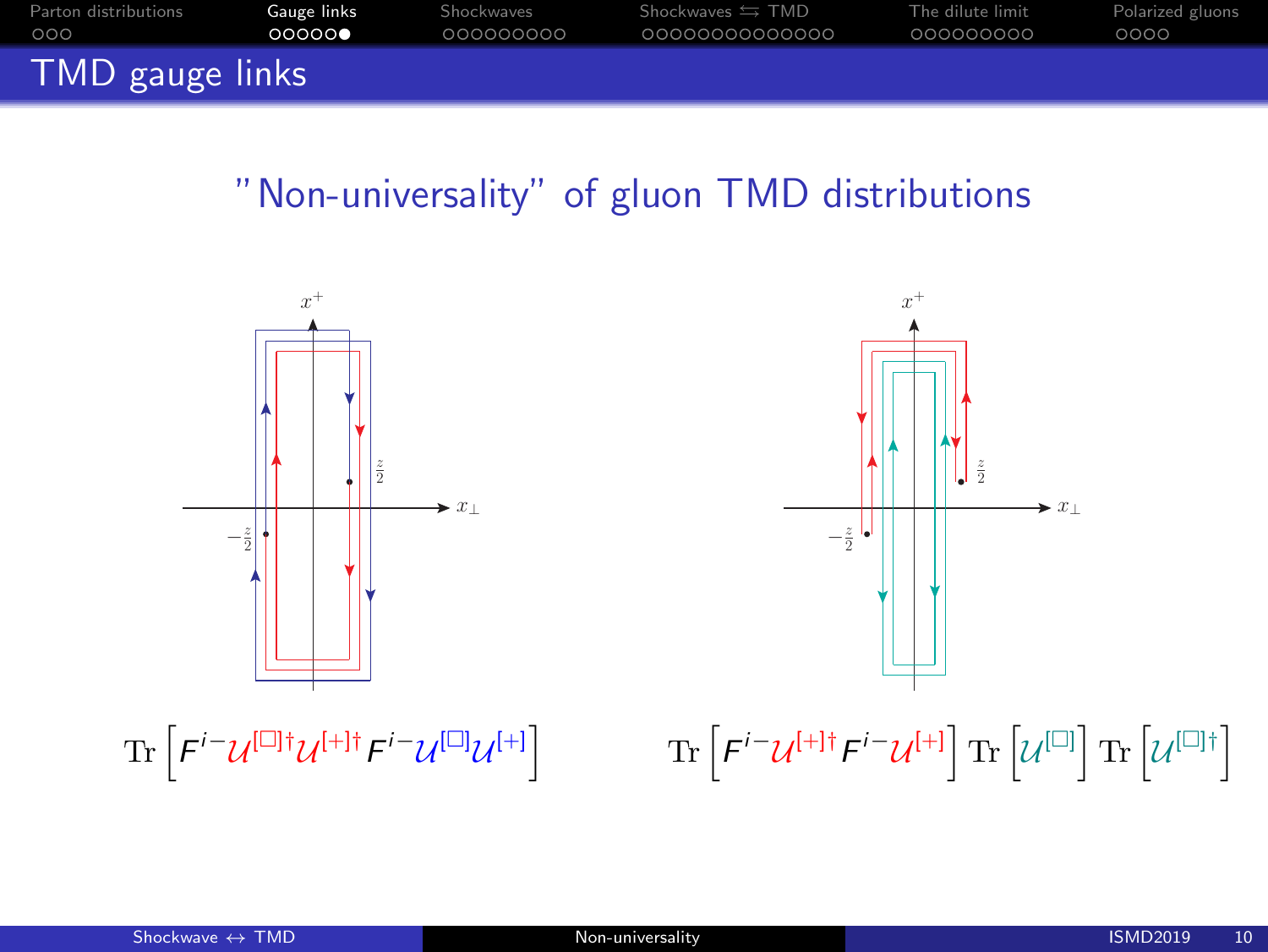# TMD gauge links

## "Non-universality" of gluon TMD distributions

$$\mathrm{Tr}\left[F^{i-}\mathcal{U}^{[\square]\dagger}\mathcal{U}^{[+]\dagger}F^{i-}\mathcal{U}^{[\square]}\mathcal{U}^{[+]}\right]$$

$$\mathrm{Tr}\left[F^{i-}\mathcal{U}^{[+]\dagger}F^{i-}\mathcal{U}^{[+]}\right]\mathrm{Tr}\left[\mathcal{U}^{[\square]}\right]\mathrm{Tr}\left[\mathcal{U}^{[\square]\dagger}\right]$$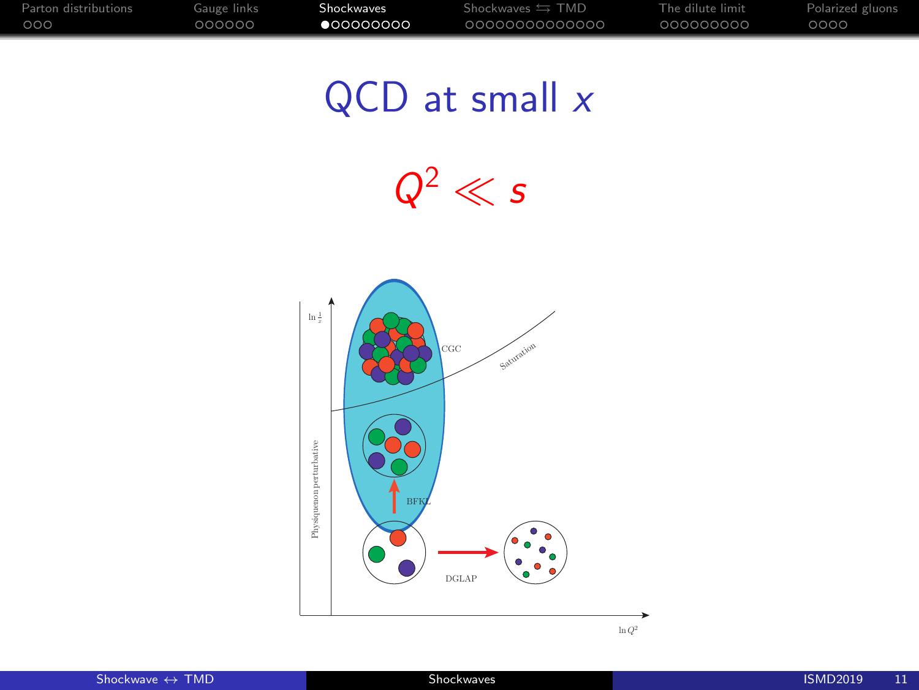# QCD at small $x$

$$Q^2 \ll s$$

CGC

Saturation

BFKL

DGLAP

Physique non perturbative

$\ln \frac{1}{x}$

$\ln Q^2$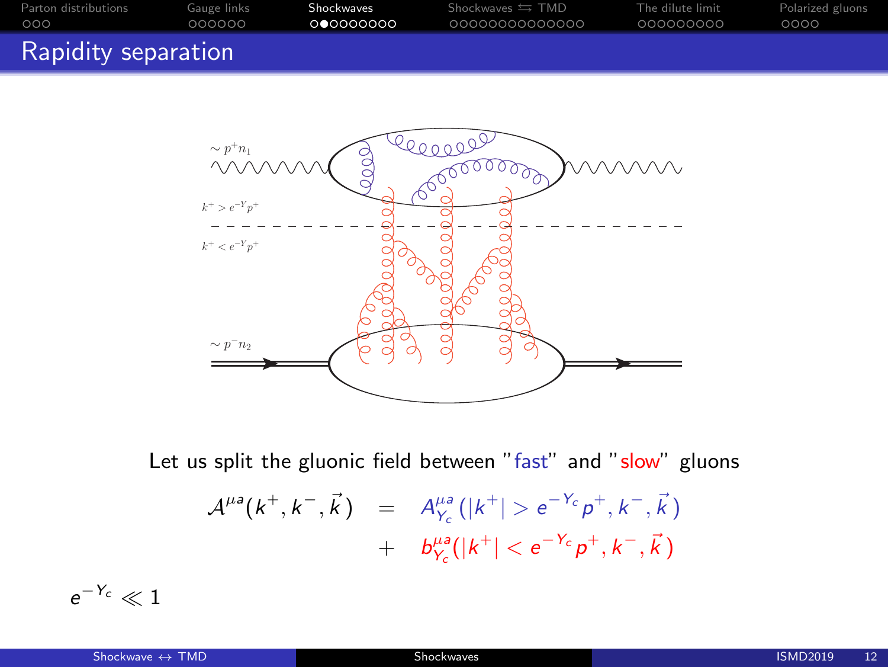## Rapidity separation

Let us split the gluonic field between "fast" and "slow" gluons

$$
\begin{aligned}
\mathcal{A}^{\mu a}(k^+, k^-, \vec{k}) &= A^{\mu a}_{Y_c}(|k^+| > e^{-Y_c} p^+, k^-, \vec{k}) \\
&+ b^{\mu a}_{Y_c}(|k^+| < e^{-Y_c} p^+, k^-, \vec{k})
\end{aligned}
$$

$e^{-Y_c} \ll 1$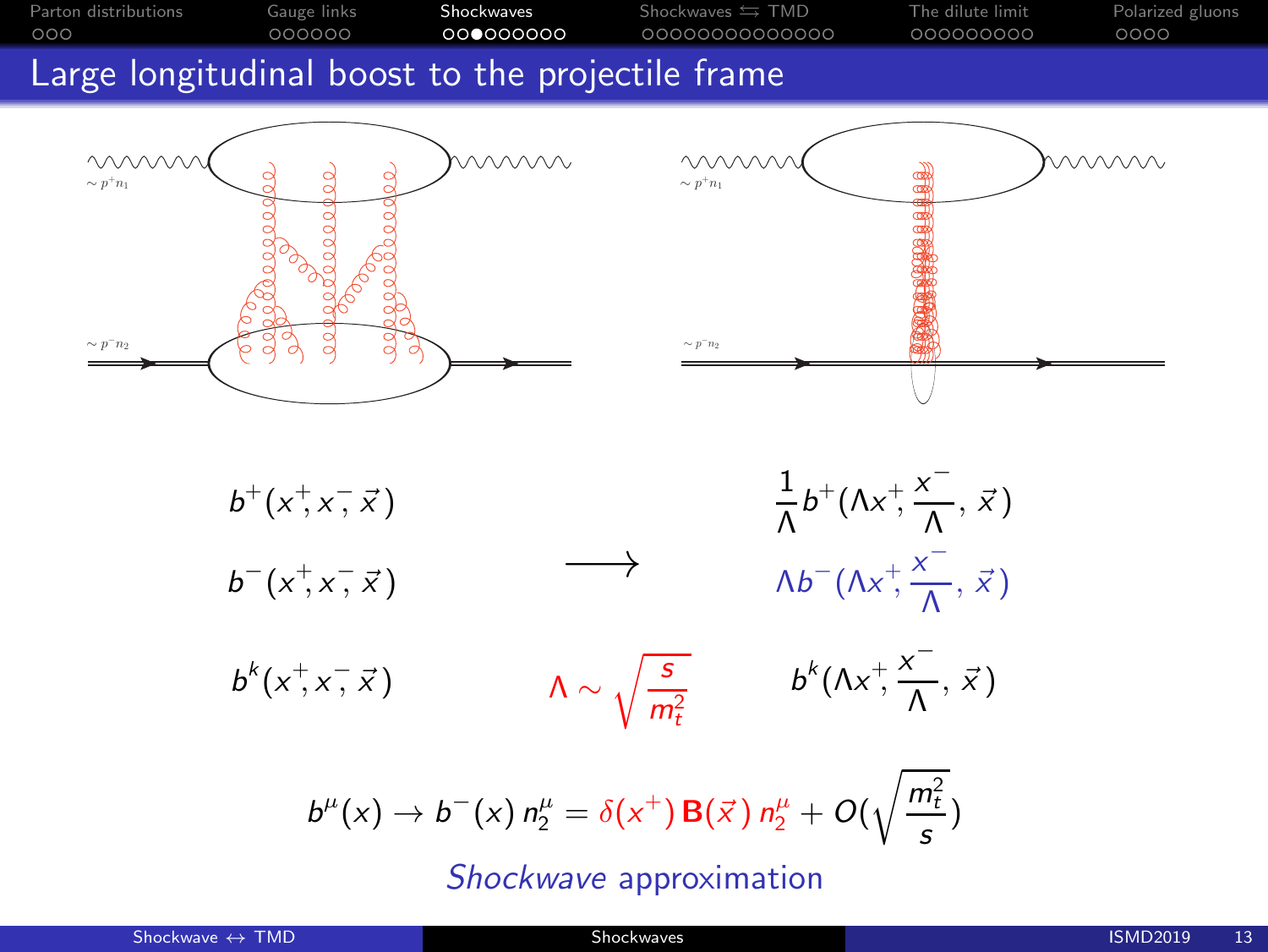# Large longitudinal boost to the projectile frame

$\sim p^+ n_1$

$\sim p^- n_2$

$\sim p^+ n_1$

$\sim p^- n_2$

$$b^+(x^+, x^-, \vec{x}) \longrightarrow \frac{1}{\Lambda} b^+(\Lambda x^+, \frac{x^-}{\Lambda}, \vec{x})$$

$$b^-(x^+, x^-, \vec{x}) \longrightarrow \Lambda b^-(\Lambda x^+, \frac{x^-}{\Lambda}, \vec{x})$$

$$b^k(x^+, x^-, \vec{x}) \longrightarrow b^k(\Lambda x^+, \frac{x^-}{\Lambda}, \vec{x})$$

$$\Lambda \sim \sqrt{\frac{s}{m_t^2}}$$

$$b^\mu(x) \to b^-(x)\, n_2^\mu = \delta(x^+)\, \mathbf{B}(\vec{x})\, n_2^\mu + O(\sqrt{\frac{m_t^2}{s}})$$

*Shockwave* approximation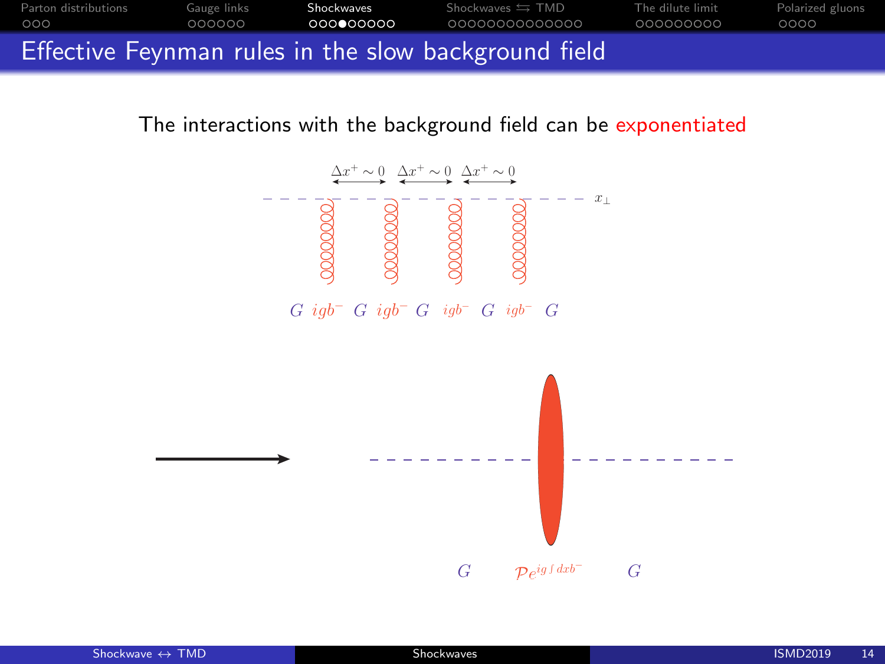# Effective Feynman rules in the slow background field

The interactions with the background field can be exponentiated

$\Delta x^+ \sim 0$ $\Delta x^+ \sim 0$ $\Delta x^+ \sim 0$

$x_\perp$

$G$ $igb^-$ $G$ $igb^-$ $G$ $igb^-$ $G$ $igb^-$ $G$

$G$ $\mathcal{P}e^{ig\int dx b^-}$ $G$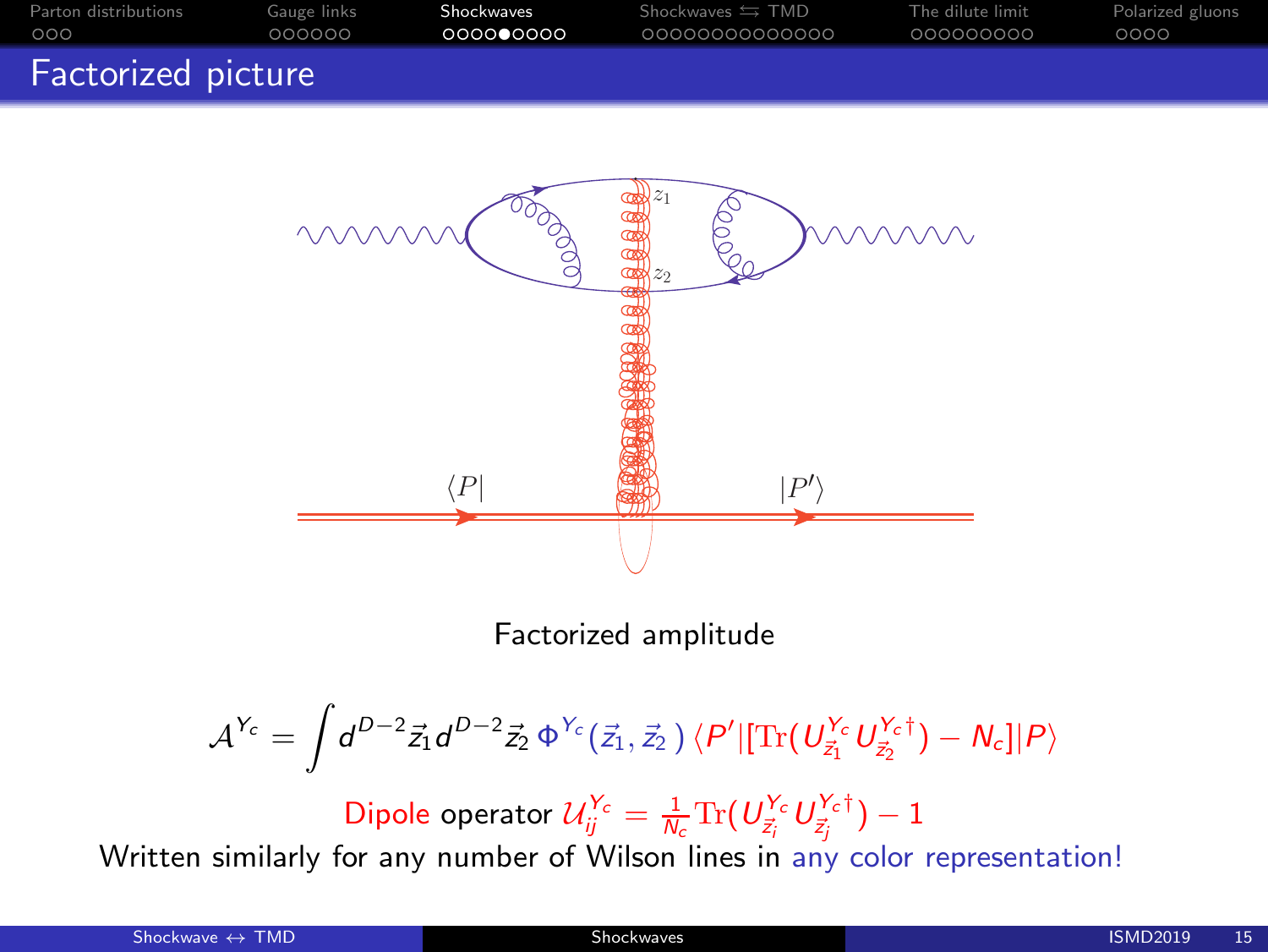# Factorized picture

Factorized amplitude

$$\mathcal{A}^{Y_c} = \int d^{D-2}\vec{z}_1 d^{D-2}\vec{z}_2 \, \Phi^{Y_c}(\vec{z}_1, \vec{z}_2) \, \langle P' | [\mathrm{Tr}(U^{Y_c}_{\vec{z}_1} U^{Y_c \dagger}_{\vec{z}_2}) - N_c] | P \rangle$$

Dipole operator $\mathcal{U}^{Y_c}_{ij} = \frac{1}{N_c} \mathrm{Tr}(U^{Y_c}_{\vec{z}_i} U^{Y_c \dagger}_{\vec{z}_j}) - 1$

Written similarly for any number of Wilson lines in any color representation!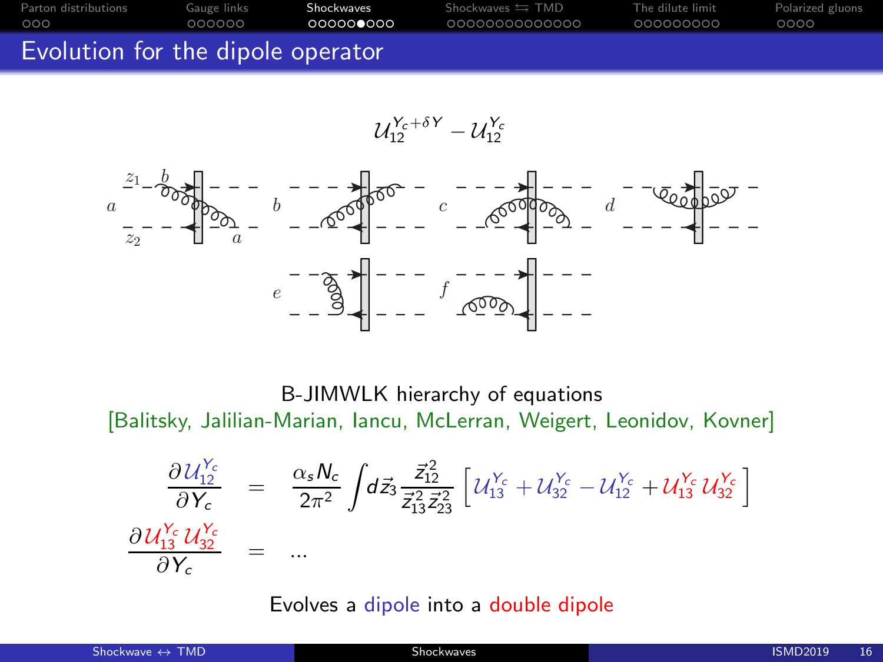# Evolution for the dipole operator

$$\mathcal{U}_{12}^{Y_c+\delta Y} - \mathcal{U}_{12}^{Y_c}$$

B-JIMWLK hierarchy of equations

[Balitsky, Jalilian-Marian, Iancu, McLerran, Weigert, Leonidov, Kovner]

$$\frac{\partial \mathcal{U}_{12}^{Y_c}}{\partial Y_c} = \frac{\alpha_s N_c}{2\pi^2} \int d\vec{z}_3 \frac{\vec{z}_{12}^{\,2}}{\vec{z}_{13}^{\,2}\vec{z}_{23}^{\,2}} \left[ \mathcal{U}_{13}^{Y_c} + \mathcal{U}_{32}^{Y_c} - \mathcal{U}_{12}^{Y_c} + \mathcal{U}_{13}^{Y_c}\mathcal{U}_{32}^{Y_c} \right]$$

$$\frac{\partial \mathcal{U}_{13}^{Y_c}\mathcal{U}_{32}^{Y_c}}{\partial Y_c} = \ldots$$

Evolves a dipole into a double dipole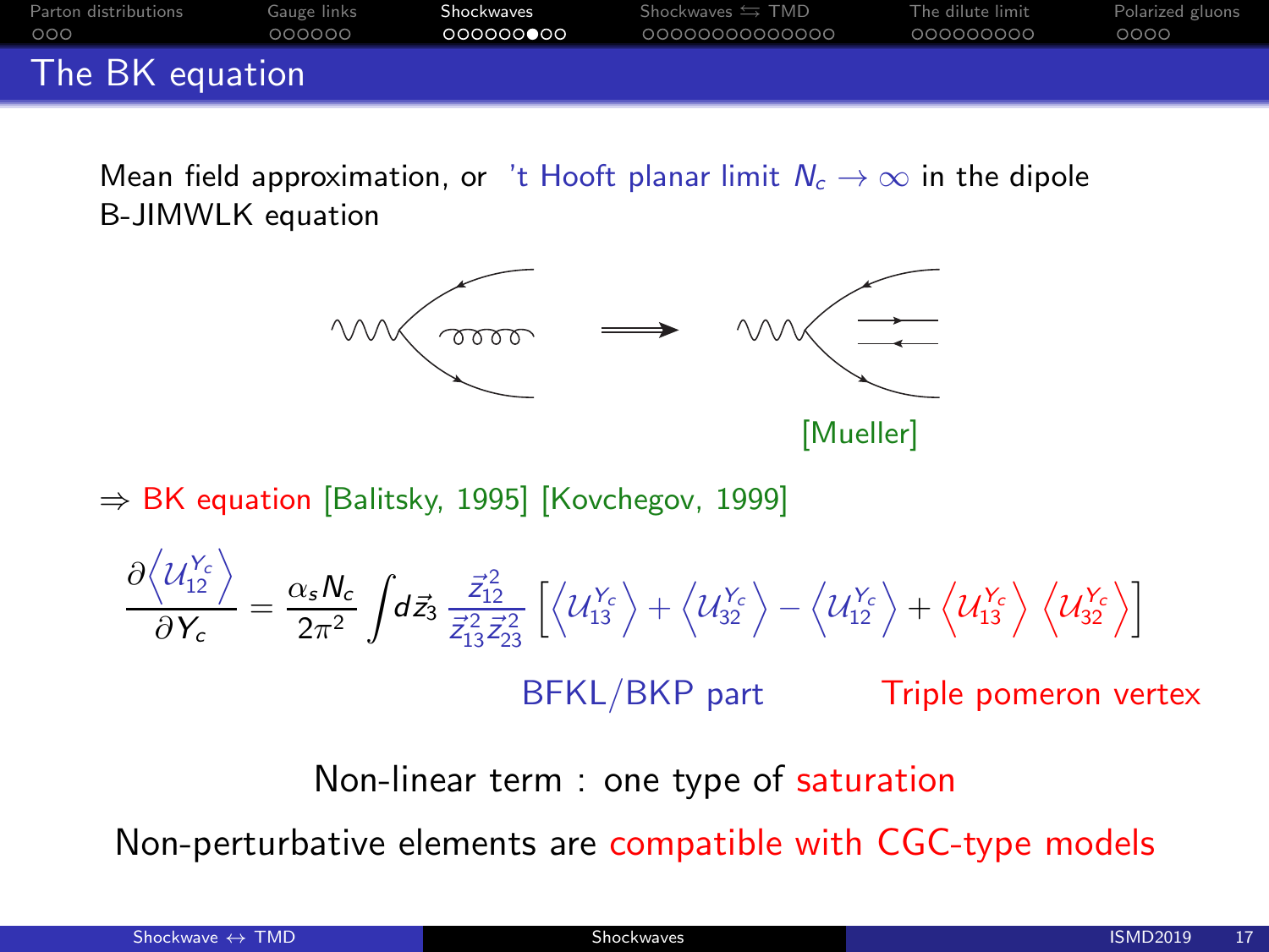# The BK equation

Mean field approximation, or 't Hooft planar limit $N_c \to \infty$ in the dipole B-JIMWLK equation

[Mueller]

⇒ BK equation [Balitsky, 1995] [Kovchegov, 1999]

$$\frac{\partial \left\langle \mathcal{U}_{12}^{Y_c} \right\rangle}{\partial Y_c} = \frac{\alpha_s N_c}{2\pi^2} \int d\vec{z}_3 \, \frac{\vec{z}_{12}^{\,2}}{\vec{z}_{13}^{\,2} \vec{z}_{23}^{\,2}} \left[ \left\langle \mathcal{U}_{13}^{Y_c} \right\rangle + \left\langle \mathcal{U}_{32}^{Y_c} \right\rangle - \left\langle \mathcal{U}_{12}^{Y_c} \right\rangle + \left\langle \mathcal{U}_{13}^{Y_c} \right\rangle \left\langle \mathcal{U}_{32}^{Y_c} \right\rangle \right]$$

BFKL/BKP part — Triple pomeron vertex

Non-linear term : one type of saturation

Non-perturbative elements are compatible with CGC-type models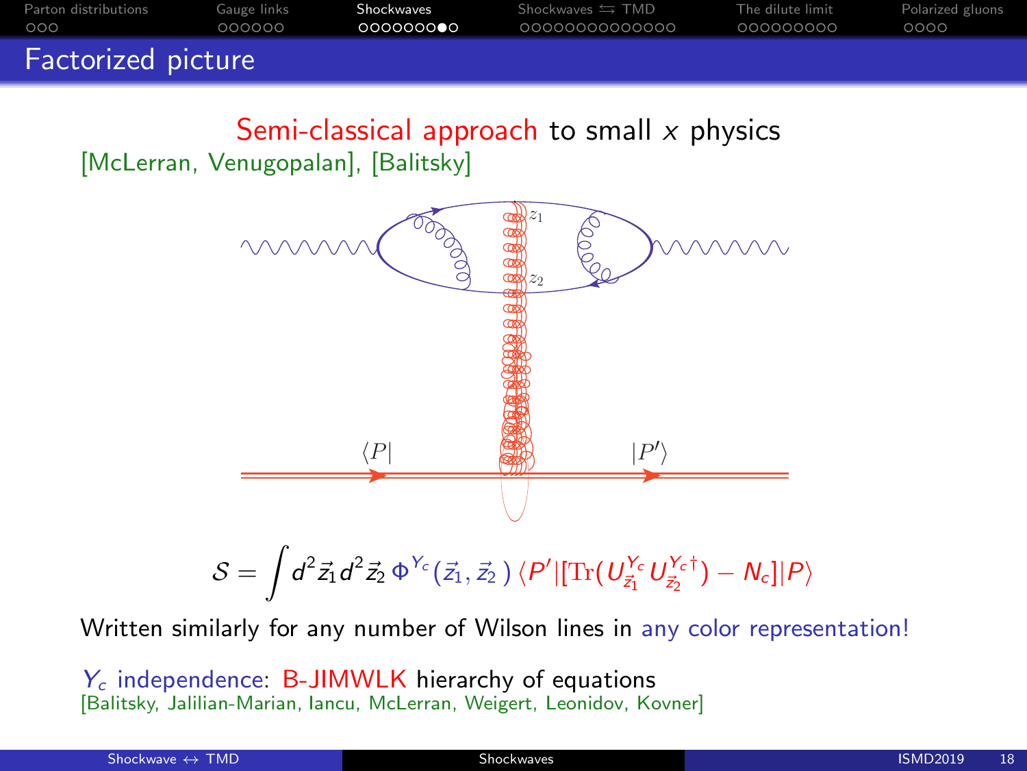# Factorized picture

Semi-classical approach to small $x$ physics
[McLerran, Venugopalan], [Balitsky]

$$\mathcal{S} = \int d^2\vec{z}_1 d^2\vec{z}_2 \, \Phi^{Y_c}(\vec{z}_1, \vec{z}_2\,) \, \langle P'|[\mathrm{Tr}(U_{\vec{z}_1}^{Y_c} U_{\vec{z}_2}^{Y_c\dagger}) - N_c]|P\rangle$$

Written similarly for any number of Wilson lines in any color representation!

$Y_c$ independence: B-JIMWLK hierarchy of equations
[Balitsky, Jalilian-Marian, Iancu, McLerran, Weigert, Leonidov, Kovner]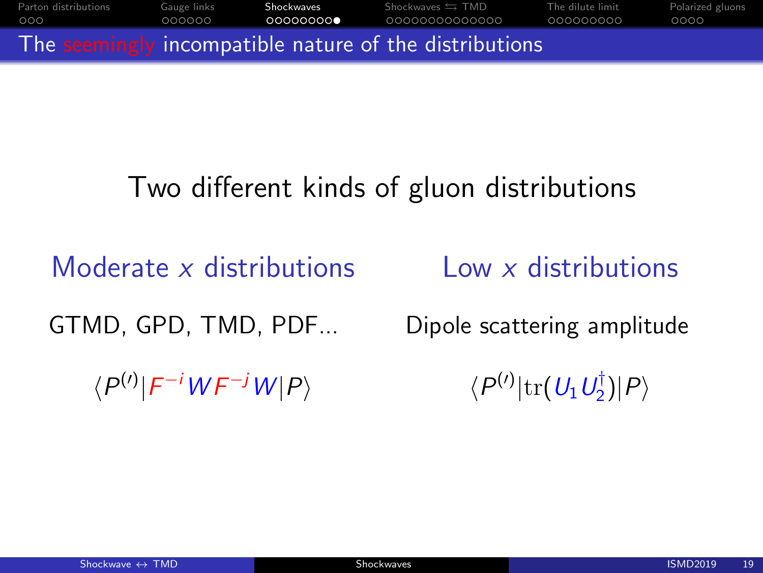# The seemingly incompatible nature of the distributions

Two different kinds of gluon distributions

| Moderate $x$ distributions | Low $x$ distributions |
| --- | --- |
| GTMD, GPD, TMD, PDF... | Dipole scattering amplitude |
| $\langle P^{(\prime)} \vert F^{-i} W F^{-j} W \vert P \rangle$ | $\langle P^{(\prime)} \vert \mathrm{tr}(U_1 U_2^\dagger) \vert P \rangle$ |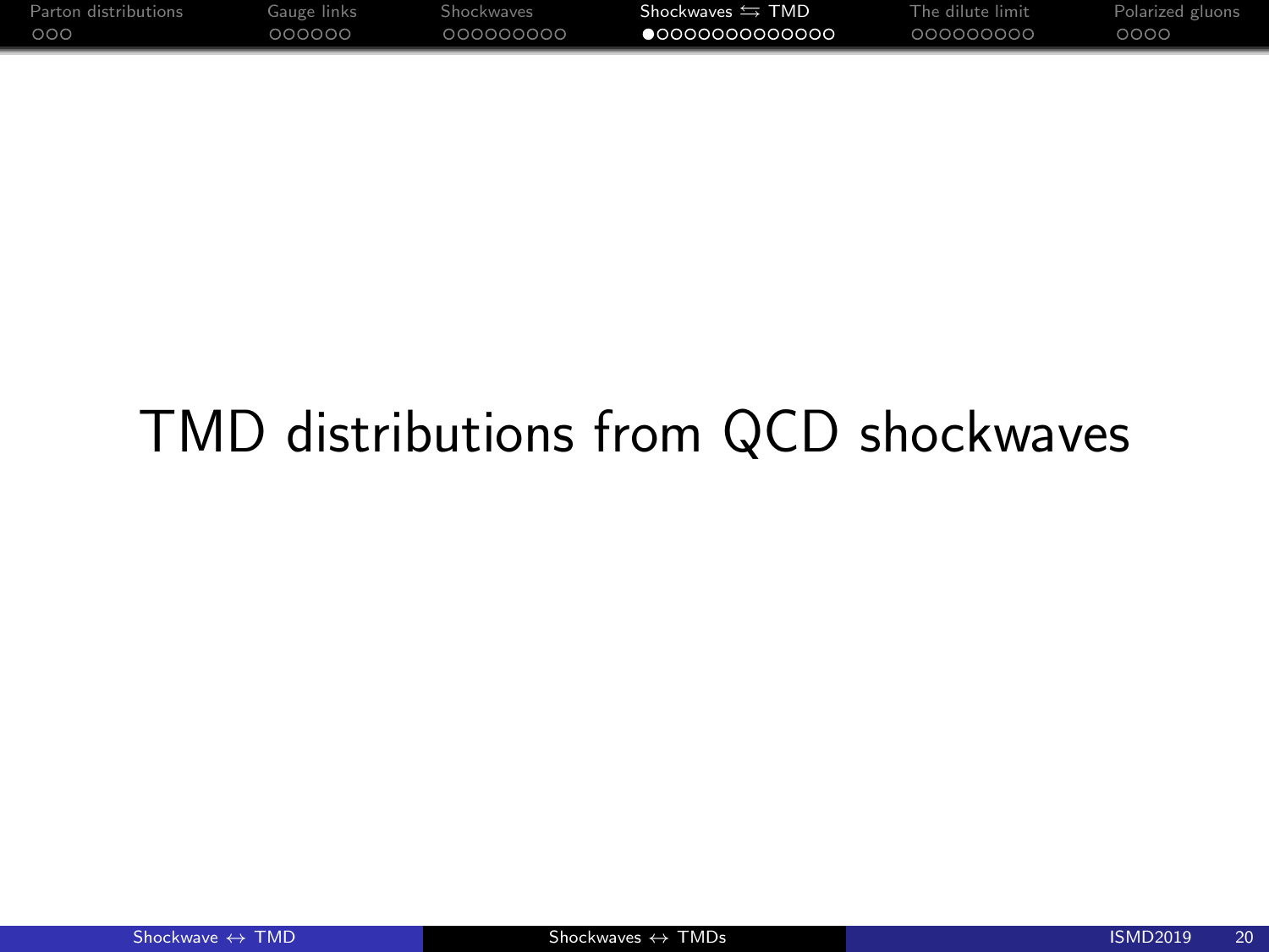# TMD distributions from QCD shockwaves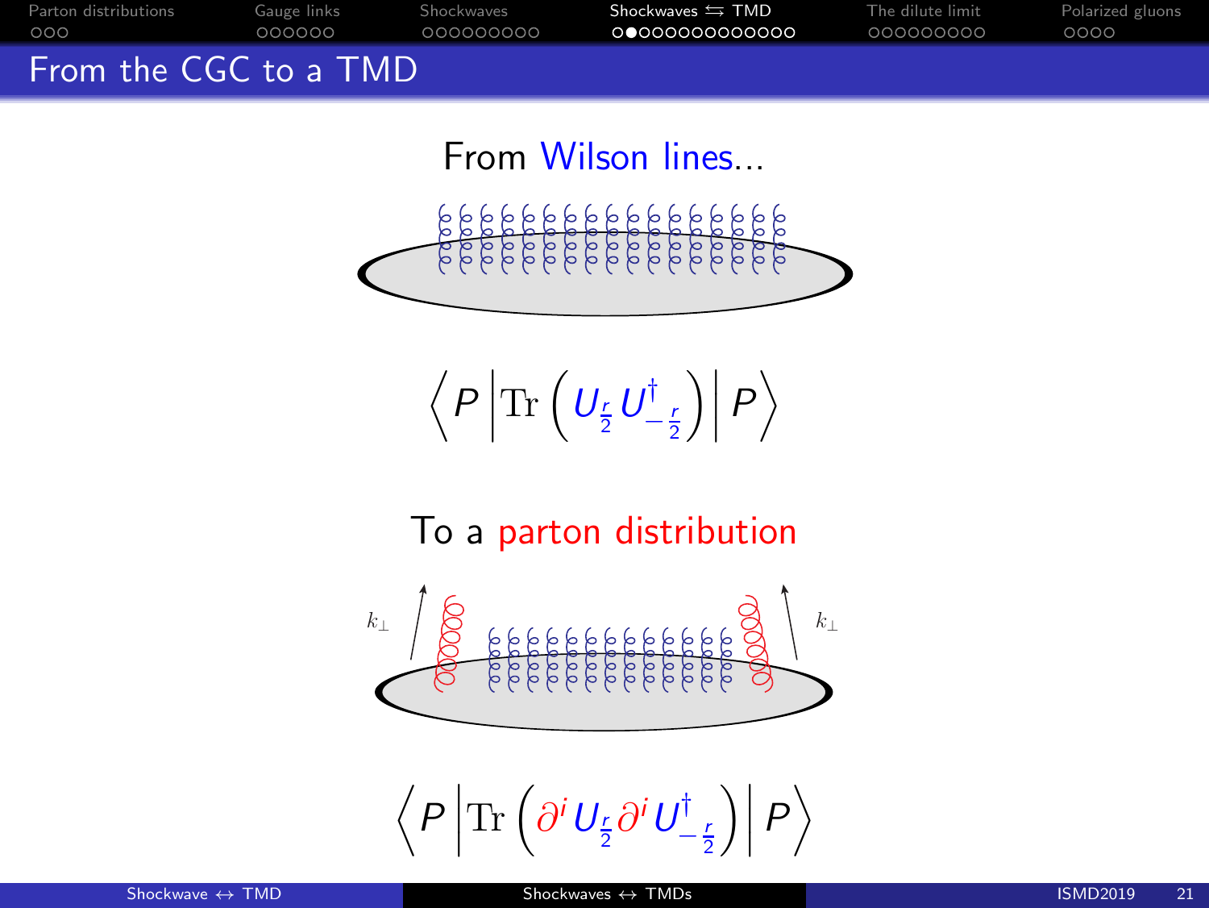## From the CGC to a TMD

From Wilson lines...

$$\left\langle P \left| \mathrm{Tr}\left( U_{\frac{r}{2}} U^{\dagger}_{-\frac{r}{2}} \right) \right| P \right\rangle$$

To a parton distribution

$k_\perp$ $k_\perp$

$$\left\langle P \left| \mathrm{Tr}\left( \partial^i U_{\frac{r}{2}} \partial^i U^{\dagger}_{-\frac{r}{2}} \right) \right| P \right\rangle$$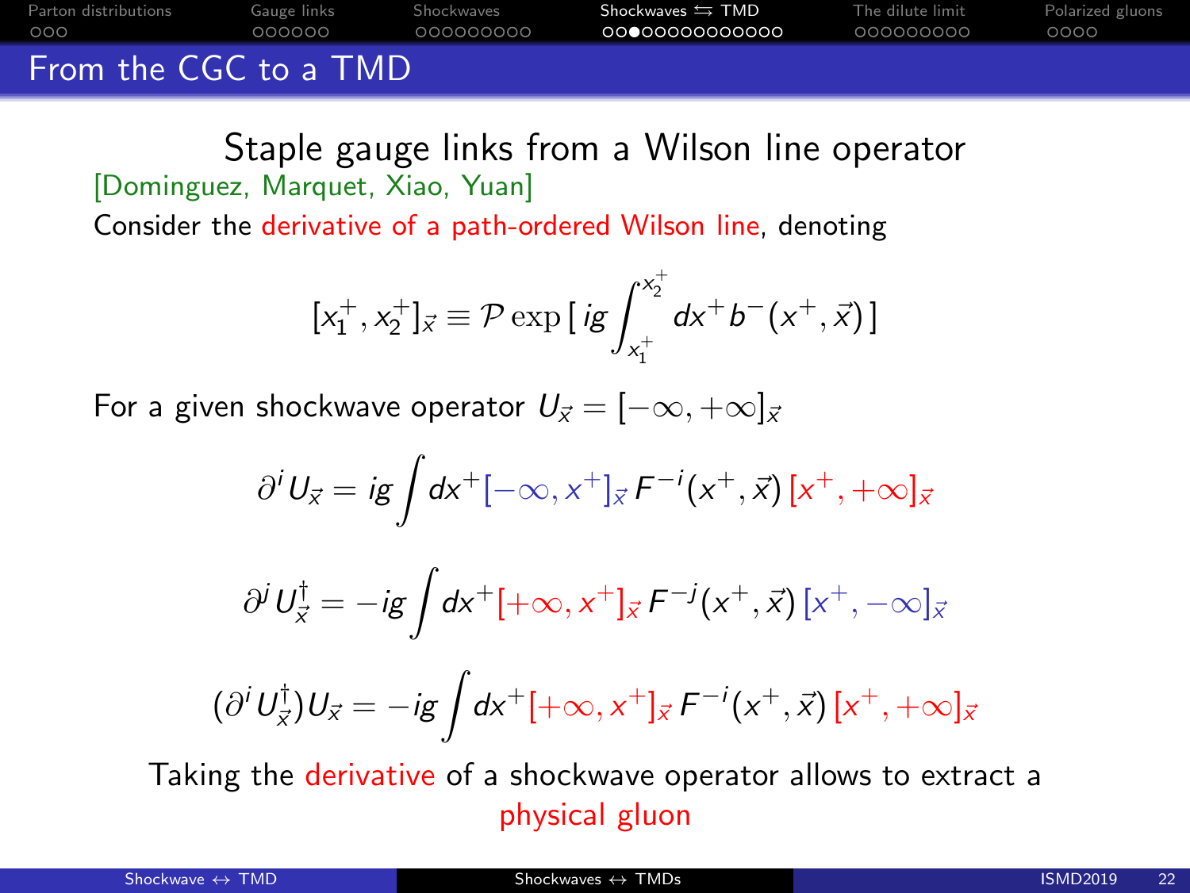# From the CGC to a TMD

## Staple gauge links from a Wilson line operator

[Dominguez, Marquet, Xiao, Yuan]

Consider the derivative of a path-ordered Wilson line, denoting

$$[x_1^+, x_2^+]_{\vec{x}} \equiv \mathcal{P} \exp \left[ ig \int_{x_1^+}^{x_2^+} dx^+ b^-(x^+, \vec{x}) \right]$$

For a given shockwave operator $U_{\vec{x}} = [-\infty, +\infty]_{\vec{x}}$

$$\partial^i U_{\vec{x}} = ig \int dx^+ [-\infty, x^+]_{\vec{x}} F^{-i}(x^+, \vec{x}) [x^+, +\infty]_{\vec{x}}$$

$$\partial^j U_{\vec{x}}^\dagger = -ig \int dx^+ [+\infty, x^+]_{\vec{x}} F^{-j}(x^+, \vec{x}) [x^+, -\infty]_{\vec{x}}$$

$$(\partial^i U_{\vec{x}}^\dagger) U_{\vec{x}} = -ig \int dx^+ [+\infty, x^+]_{\vec{x}} F^{-i}(x^+, \vec{x}) [x^+, +\infty]_{\vec{x}}$$

Taking the derivative of a shockwave operator allows to extract a physical gluon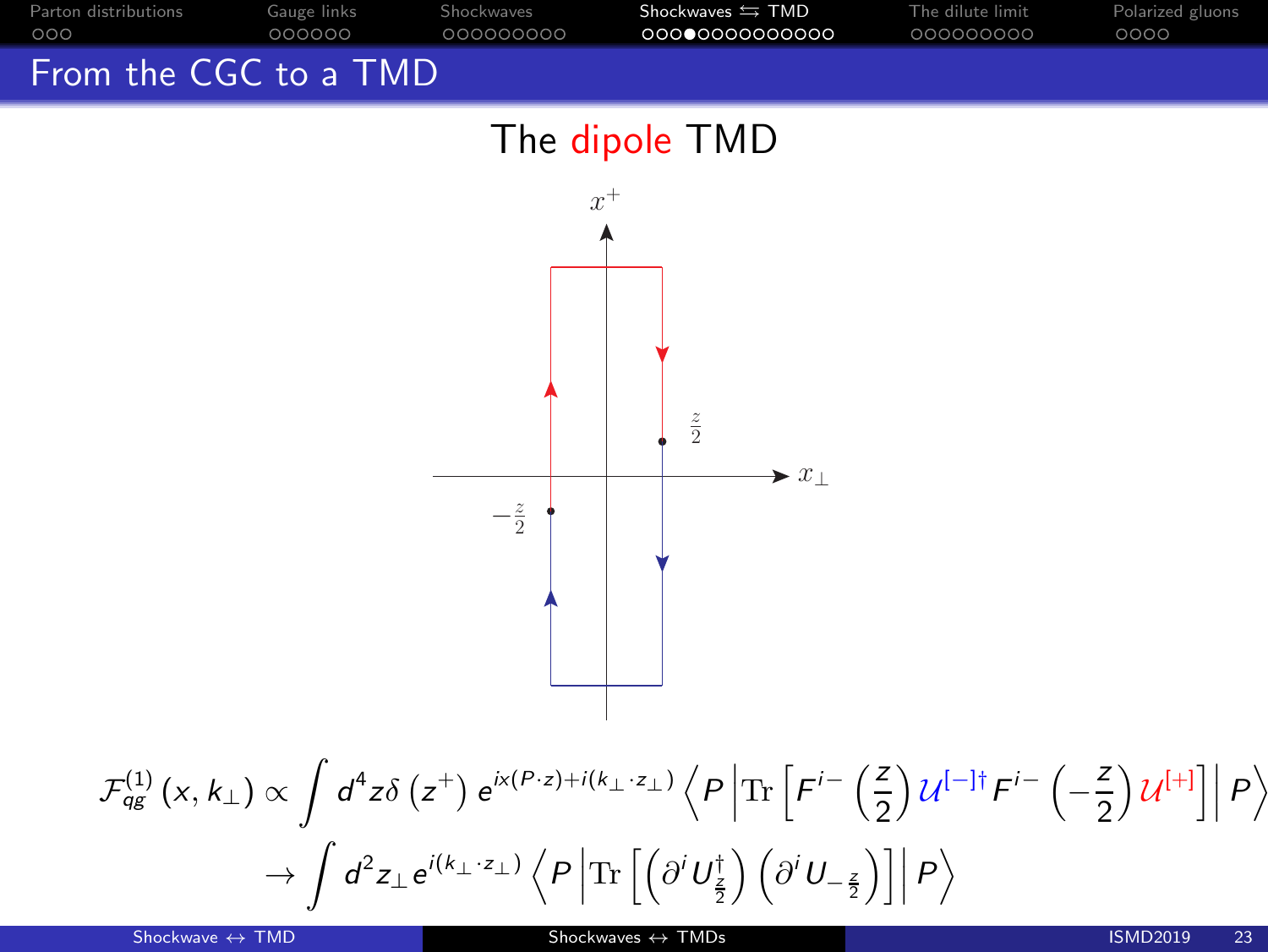# From the CGC to a TMD

## The dipole TMD

$$\mathcal{F}_{qg}^{(1)}(x, k_\perp) \propto \int d^4 z \delta\left(z^+\right) e^{ix(P\cdot z)+i(k_\perp \cdot z_\perp)} \left\langle P \left| \mathrm{Tr}\left[F^{i-}\left(\frac{z}{2}\right) \mathcal{U}^{[-]\dagger} F^{i-}\left(-\frac{z}{2}\right) \mathcal{U}^{[+]}\right] \right| P \right\rangle$$

$$\rightarrow \int d^2 z_\perp e^{i(k_\perp \cdot z_\perp)} \left\langle P \left| \mathrm{Tr}\left[\left(\partial^i U^\dagger_{\frac{z}{2}}\right)\left(\partial^i U_{-\frac{z}{2}}\right)\right] \right| P \right\rangle$$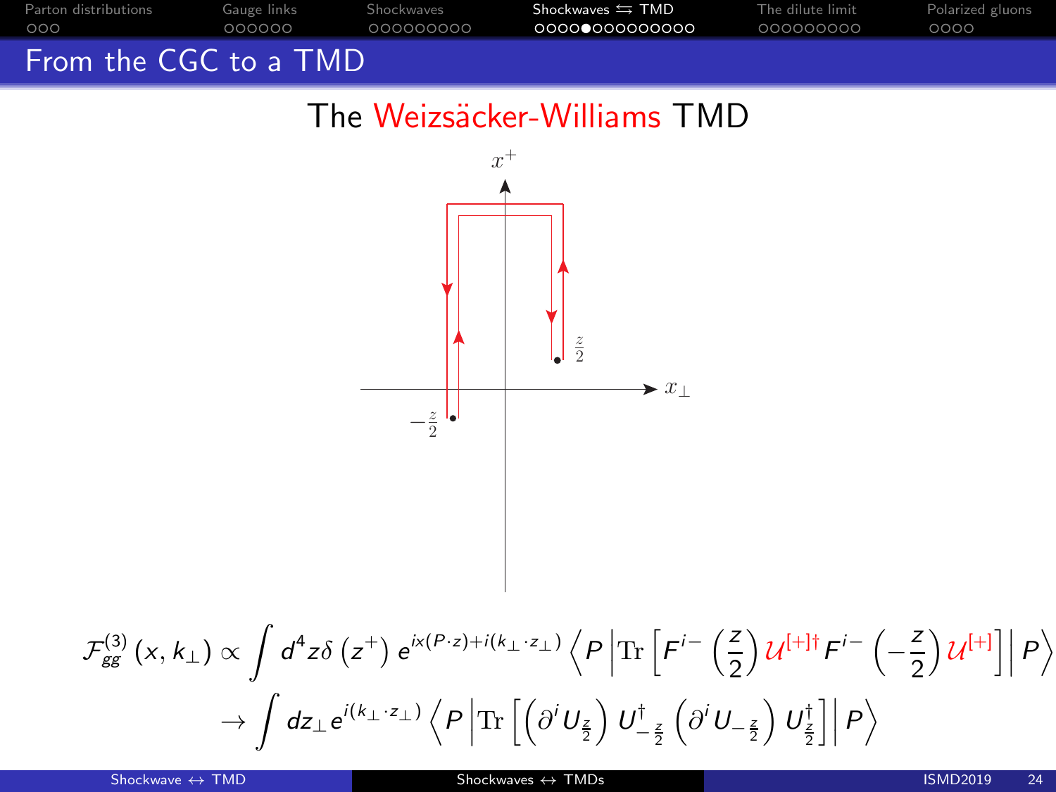# From the CGC to a TMD

## The Weizsäcker-Williams TMD

$$\mathcal{F}_{gg}^{(3)}(x, k_\perp) \propto \int d^4z\,\delta\left(z^+\right) e^{ix(P\cdot z)+i(k_\perp\cdot z_\perp)} \left\langle P \left| \mathrm{Tr}\left[ F^{i-}\left(\frac{z}{2}\right) \mathcal{U}^{[+]\dagger} F^{i-}\left(-\frac{z}{2}\right) \mathcal{U}^{[+]} \right] \right| P \right\rangle$$

$$\to \int dz_\perp e^{i(k_\perp\cdot z_\perp)} \left\langle P \left| \mathrm{Tr}\left[ \left(\partial^i U_{\frac{z}{2}}\right) U^\dagger_{-\frac{z}{2}} \left(\partial^i U_{-\frac{z}{2}}\right) U^\dagger_{\frac{z}{2}} \right] \right| P \right\rangle$$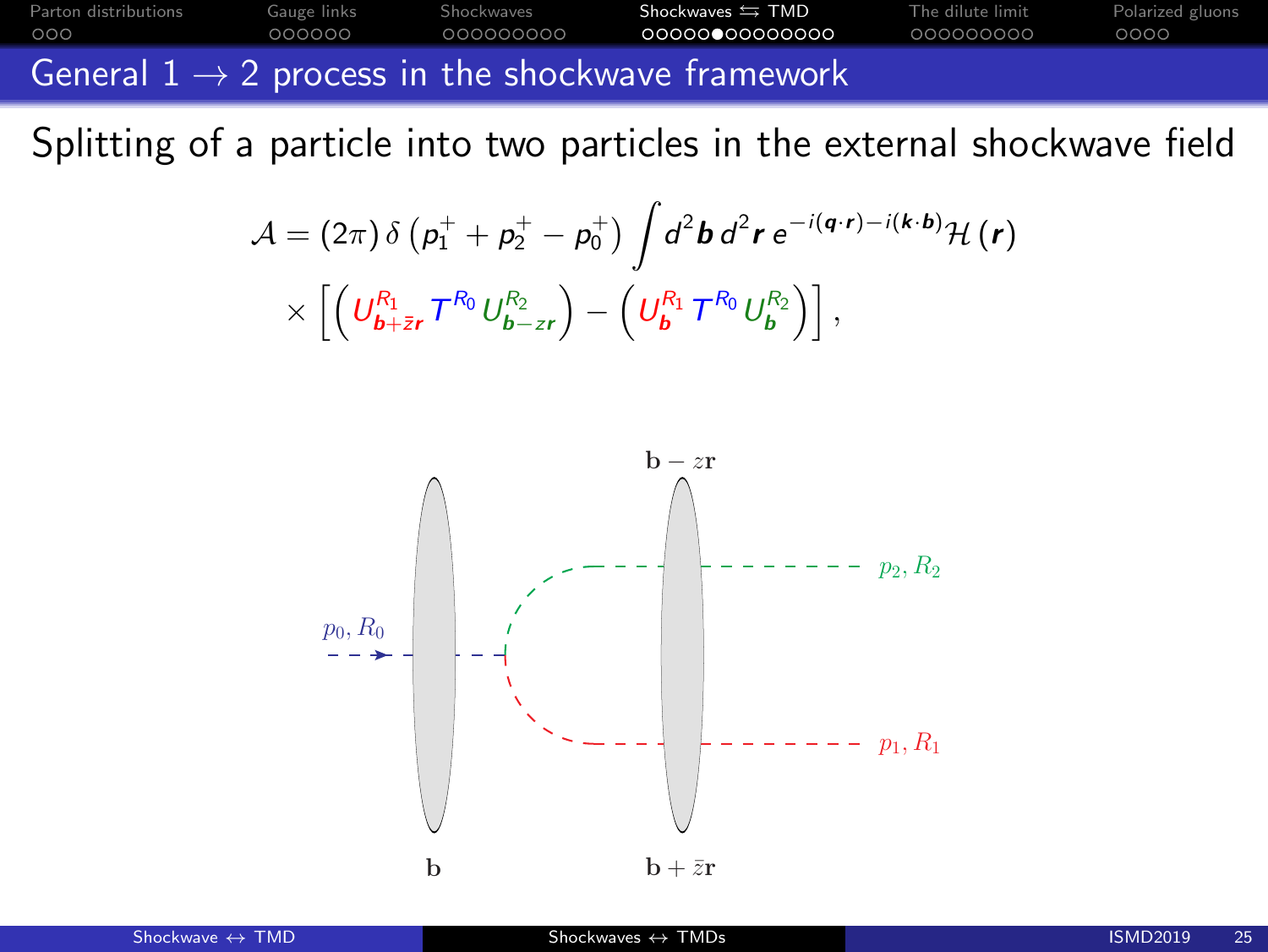## General $1 \to 2$ process in the shockwave framework

Splitting of a particle into two particles in the external shockwave field

$$\mathcal{A} = (2\pi)\,\delta\left(p_1^+ + p_2^+ - p_0^+\right) \int d^2\boldsymbol{b}\, d^2\boldsymbol{r}\, e^{-i(\boldsymbol{q}\cdot\boldsymbol{r}) - i(\boldsymbol{k}\cdot\boldsymbol{b})} \mathcal{H}(\boldsymbol{r})$$
$$\times \left[ \left( U^{R_1}_{\boldsymbol{b}+\bar{z}\boldsymbol{r}}\, T^{R_0}\, U^{R_2}_{\boldsymbol{b}-z\boldsymbol{r}} \right) - \left( U^{R_1}_{\boldsymbol{b}}\, T^{R_0}\, U^{R_2}_{\boldsymbol{b}} \right) \right],$$

$p_0, R_0$

$p_2, R_2$

$p_1, R_1$

$\mathbf{b}$

$\mathbf{b} - z\mathbf{r}$

$\mathbf{b} + \bar{z}\mathbf{r}$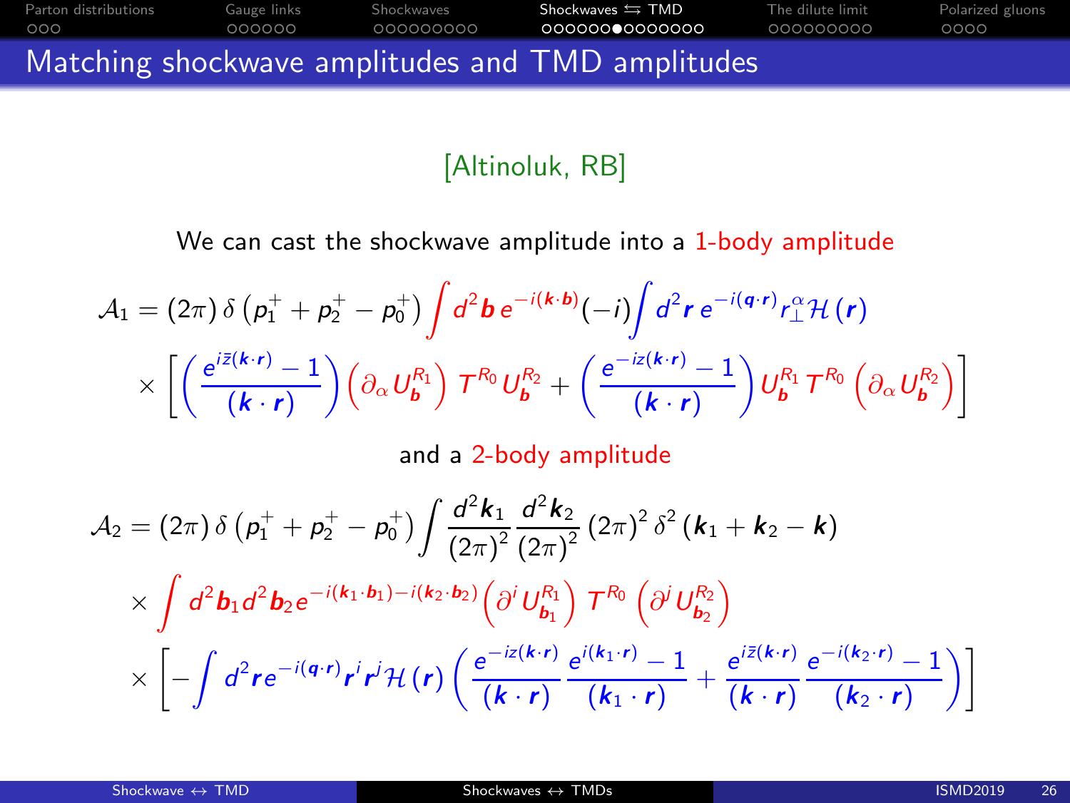## Matching shockwave amplitudes and TMD amplitudes

[Altinoluk, RB]

We can cast the shockwave amplitude into a 1-body amplitude

$$
\begin{aligned}
\mathcal{A}_1 = (2\pi)\,\delta\left(p_1^+ + p_2^+ - p_0^+\right) \int d^2\boldsymbol{b}\, e^{-i(\boldsymbol{k}\cdot\boldsymbol{b})}(-i)\int d^2\boldsymbol{r}\, e^{-i(\boldsymbol{q}\cdot\boldsymbol{r})} r_\perp^\alpha \mathcal{H}(\boldsymbol{r}) \\
\times \left[\left(\frac{e^{i\bar{z}(\boldsymbol{k}\cdot\boldsymbol{r})}-1}{(\boldsymbol{k}\cdot\boldsymbol{r})}\right)\left(\partial_\alpha U_{\boldsymbol{b}}^{R_1}\right) T^{R_0} U_{\boldsymbol{b}}^{R_2} + \left(\frac{e^{-iz(\boldsymbol{k}\cdot\boldsymbol{r})}-1}{(\boldsymbol{k}\cdot\boldsymbol{r})}\right) U_{\boldsymbol{b}}^{R_1} T^{R_0} \left(\partial_\alpha U_{\boldsymbol{b}}^{R_2}\right)\right]
\end{aligned}
$$

and a 2-body amplitude

$$
\begin{aligned}
\mathcal{A}_2 = (2\pi)\,\delta\left(p_1^+ + p_2^+ - p_0^+\right) \int \frac{d^2\boldsymbol{k}_1}{(2\pi)^2}\frac{d^2\boldsymbol{k}_2}{(2\pi)^2}(2\pi)^2\delta^2(\boldsymbol{k}_1+\boldsymbol{k}_2-\boldsymbol{k}) \\
\times \int d^2\boldsymbol{b}_1 d^2\boldsymbol{b}_2 e^{-i(\boldsymbol{k}_1\cdot\boldsymbol{b}_1)-i(\boldsymbol{k}_2\cdot\boldsymbol{b}_2)}\left(\partial^i U_{\boldsymbol{b}_1}^{R_1}\right) T^{R_0}\left(\partial^j U_{\boldsymbol{b}_2}^{R_2}\right) \\
\times \left[-\int d^2\boldsymbol{r} e^{-i(\boldsymbol{q}\cdot\boldsymbol{r})}\boldsymbol{r}^i\boldsymbol{r}^j\mathcal{H}(\boldsymbol{r})\left(\frac{e^{-iz(\boldsymbol{k}\cdot\boldsymbol{r})}}{(\boldsymbol{k}\cdot\boldsymbol{r})}\frac{e^{i(\boldsymbol{k}_1\cdot\boldsymbol{r})}-1}{(\boldsymbol{k}_1\cdot\boldsymbol{r})} + \frac{e^{i\bar{z}(\boldsymbol{k}\cdot\boldsymbol{r})}}{(\boldsymbol{k}\cdot\boldsymbol{r})}\frac{e^{-i(\boldsymbol{k}_2\cdot\boldsymbol{r})}-1}{(\boldsymbol{k}_2\cdot\boldsymbol{r})}\right)\right]
\end{aligned}
$$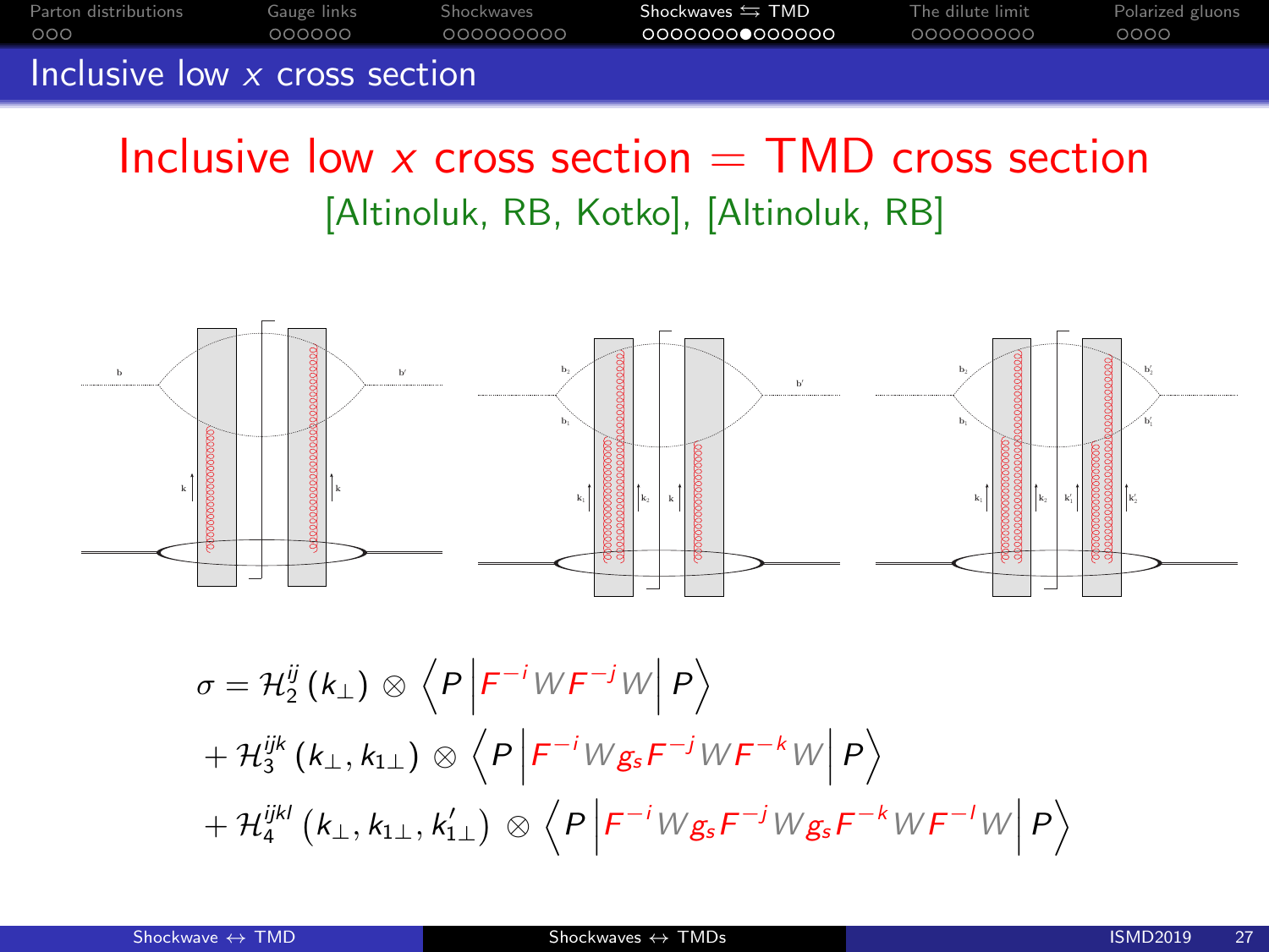## Inclusive low $x$ cross section

# Inclusive low $x$ cross section = TMD cross section

[Altinoluk, RB, Kotko], [Altinoluk, RB]

$$\sigma = \mathcal{H}_2^{ij}(k_\perp) \otimes \left\langle P \left| F^{-i} W F^{-j} W \right| P \right\rangle$$

$$+ \mathcal{H}_3^{ijk}(k_\perp, k_{1\perp}) \otimes \left\langle P \left| F^{-i} W g_s F^{-j} W F^{-k} W \right| P \right\rangle$$

$$+ \mathcal{H}_4^{ijkl}(k_\perp, k_{1\perp}, k'_{1\perp}) \otimes \left\langle P \left| F^{-i} W g_s F^{-j} W g_s F^{-k} W F^{-l} W \right| P \right\rangle$$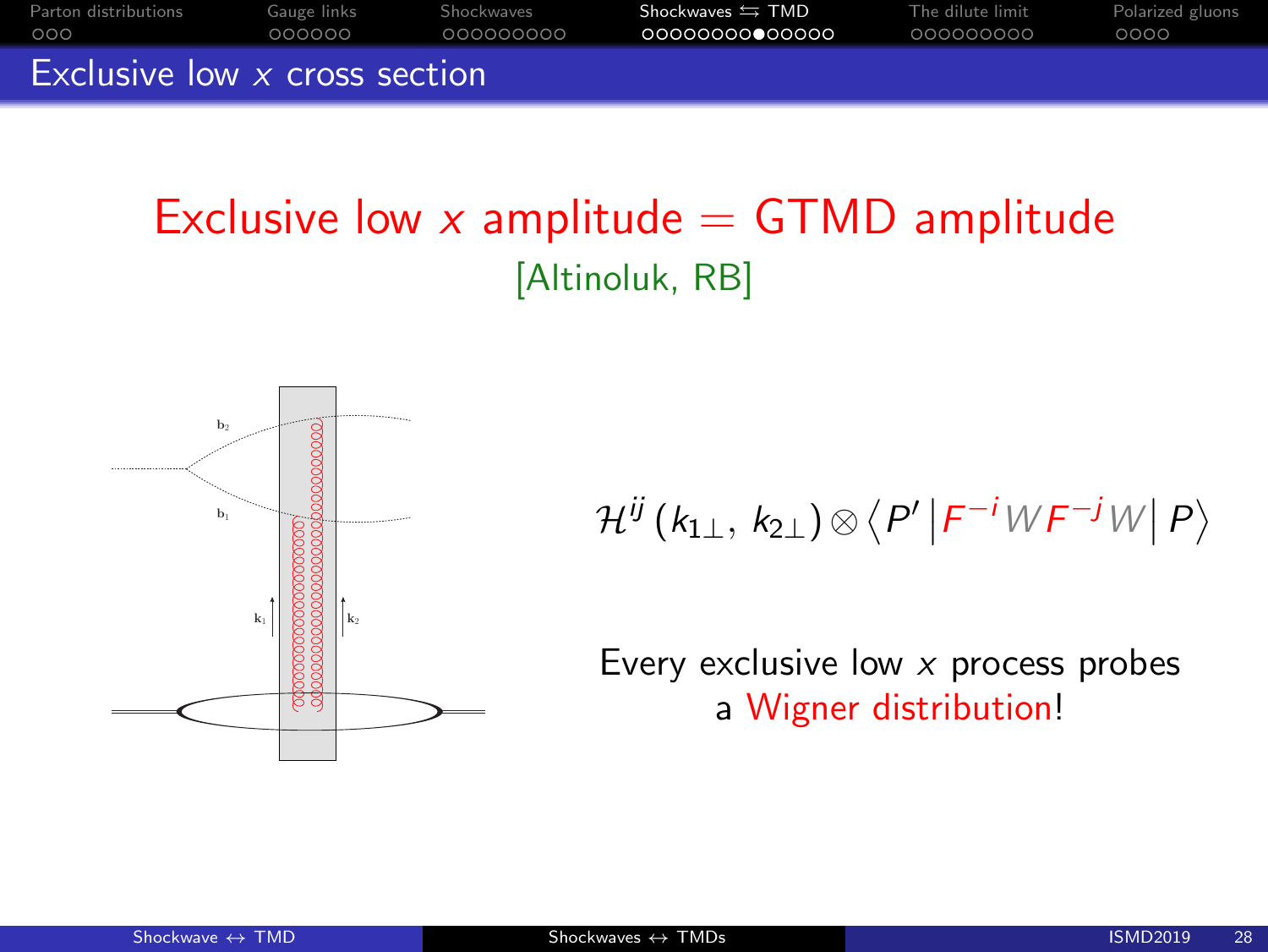# Exclusive low $x$ cross section

## Exclusive low $x$ amplitude = GTMD amplitude

[Altinoluk, RB]

$$\mathcal{H}^{ij}\left(k_{1\perp},\, k_{2\perp}\right) \otimes \left\langle P' \left| F^{-i} W F^{-j} W \right| P \right\rangle$$

Every exclusive low $x$ process probes a Wigner distribution!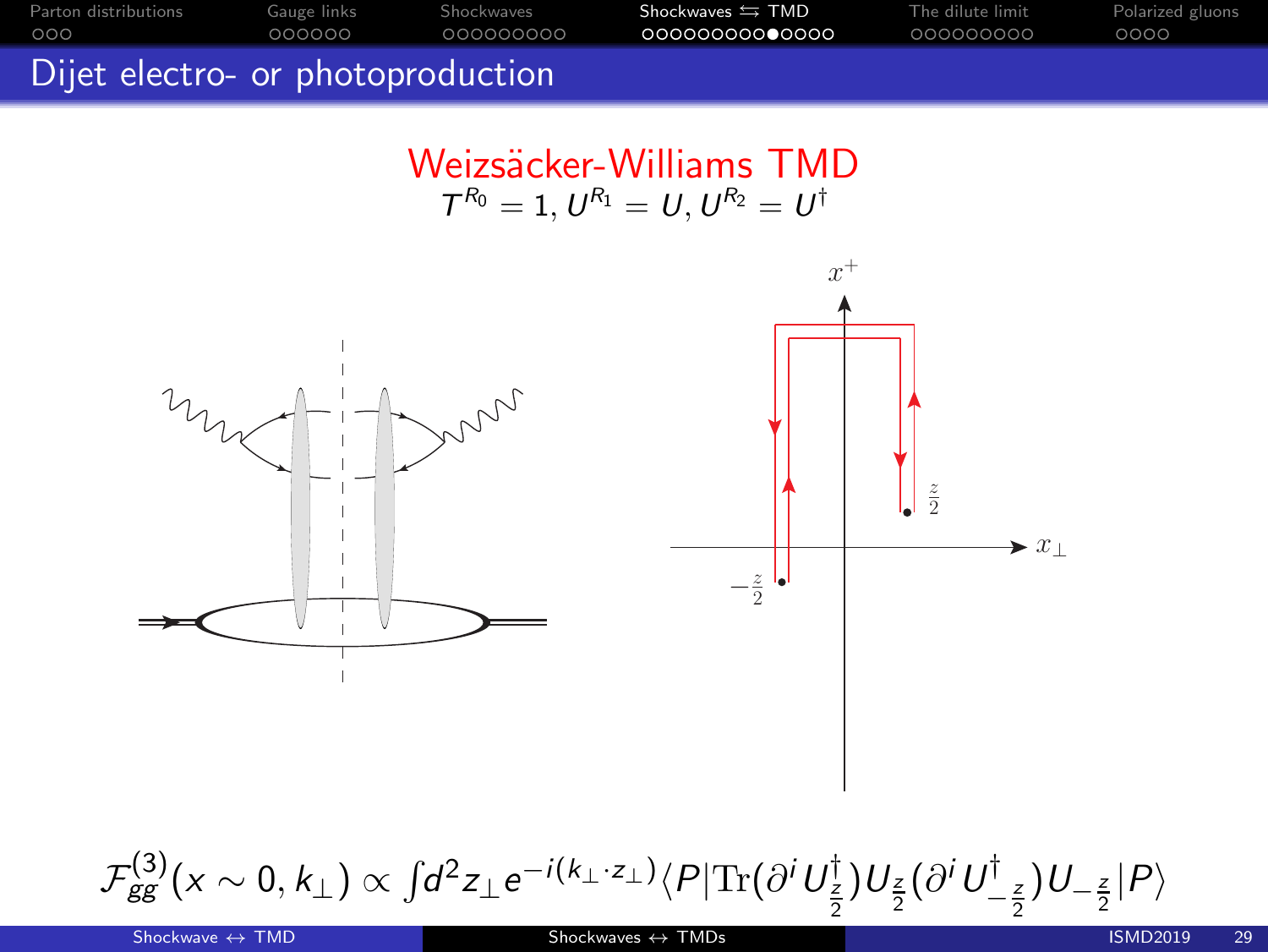# Dijet electro- or photoproduction

## Weizsäcker-Williams TMD

$$T^{R_0} = 1, U^{R_1} = U, U^{R_2} = U^\dagger$$

$$\mathcal{F}_{gg}^{(3)}(x \sim 0, k_\perp) \propto \int d^2 z_\perp e^{-i(k_\perp \cdot z_\perp)} \langle P | \mathrm{Tr}(\partial^i U^\dagger_{\frac{z}{2}}) U_{\frac{z}{2}} (\partial^i U^\dagger_{-\frac{z}{2}}) U_{-\frac{z}{2}} | P \rangle$$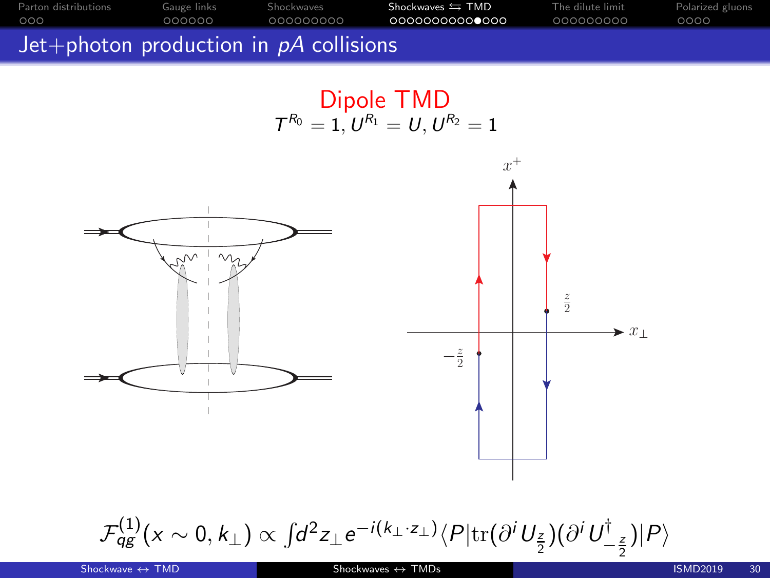# Jet+photon production in $pA$ collisions

## Dipole TMD

$$T^{R_0} = 1, U^{R_1} = U, U^{R_2} = 1$$

$$\mathcal{F}_{qg}^{(1)}(x \sim 0, k_\perp) \propto \int d^2 z_\perp e^{-i(k_\perp \cdot z_\perp)} \langle P | \mathrm{tr}(\partial^i U_{\frac{z}{2}})(\partial^i U^\dagger_{-\frac{z}{2}}) | P \rangle$$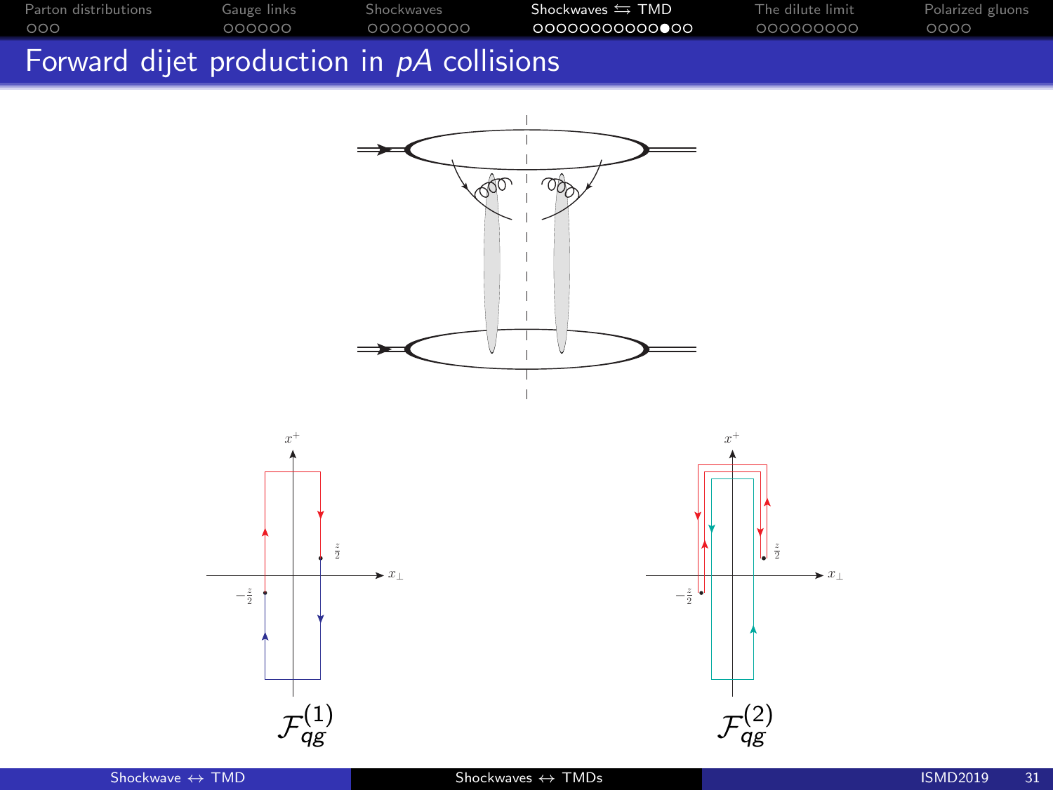# Forward dijet production in $pA$ collisions

$\mathcal{F}_{qg}^{(1)}$

$\mathcal{F}_{qg}^{(2)}$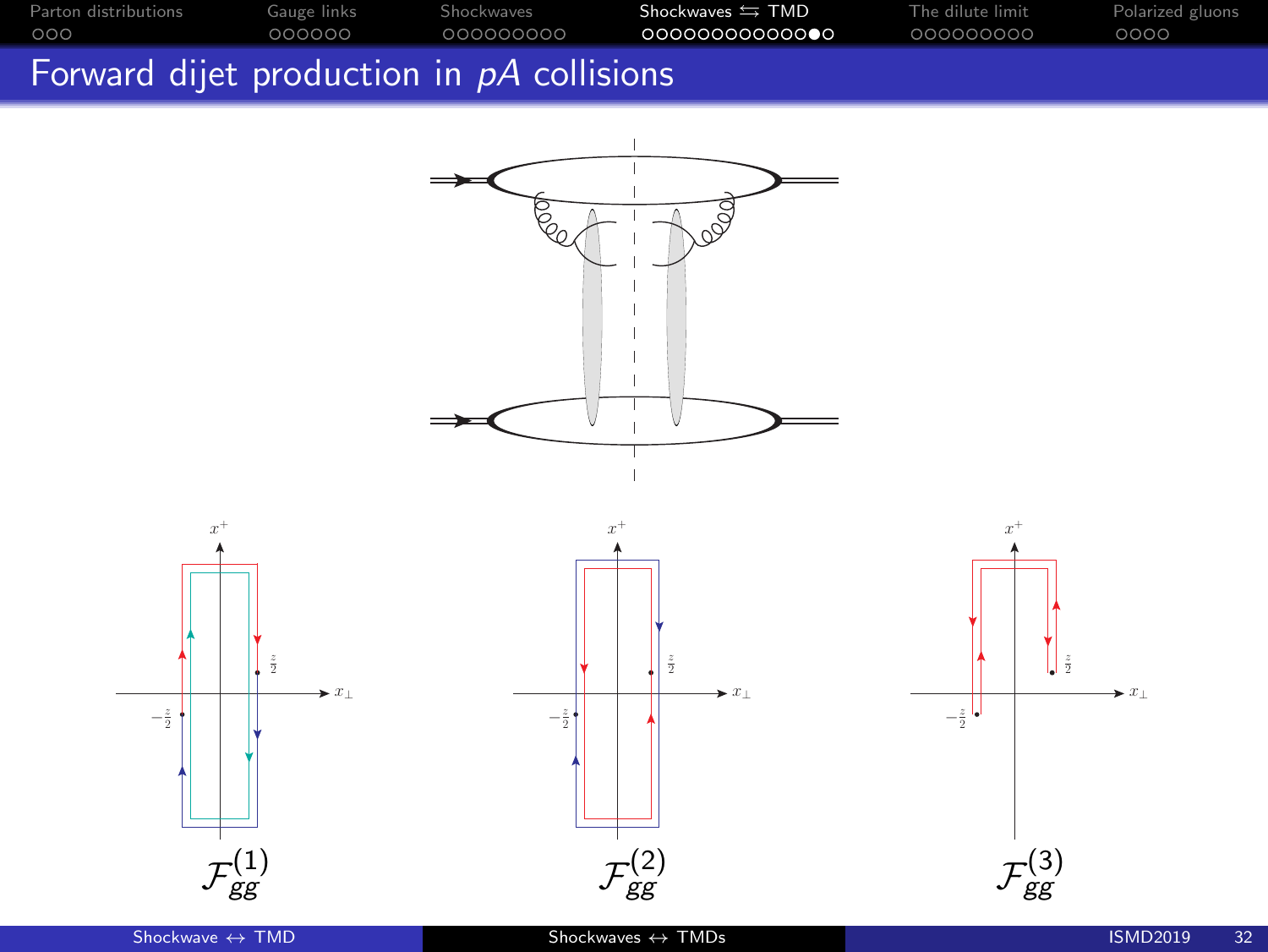# Forward dijet production in $pA$ collisions

$\mathcal{F}_{gg}^{(1)}$

$\mathcal{F}_{gg}^{(2)}$

$\mathcal{F}_{gg}^{(3)}$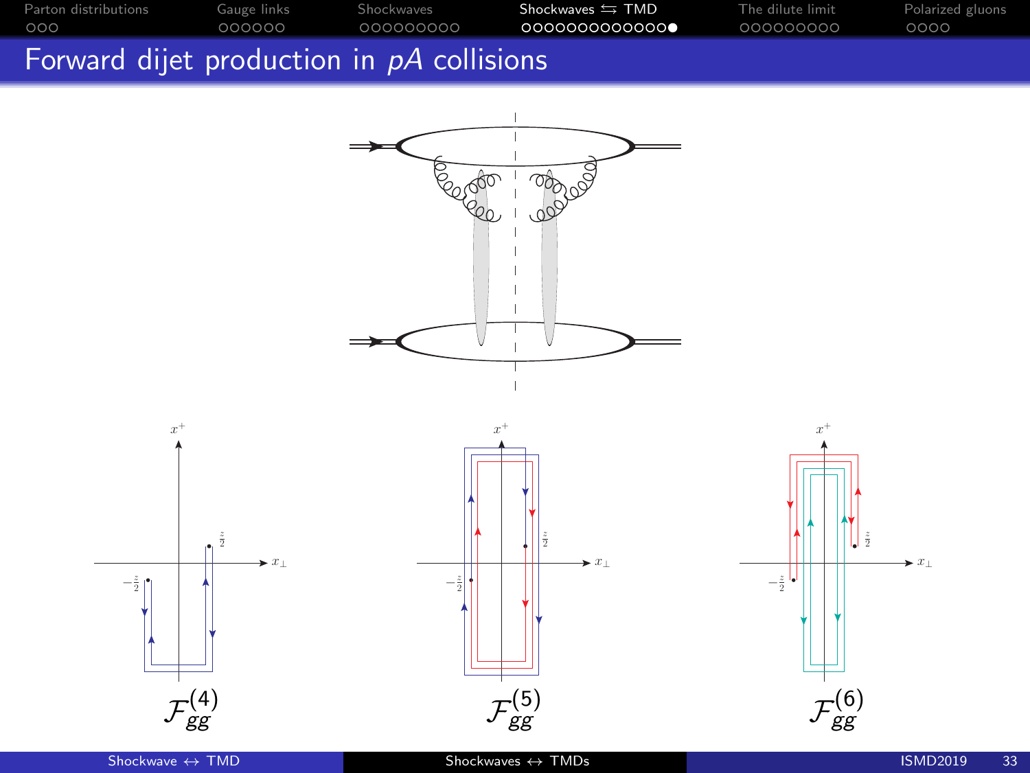# Forward dijet production in $pA$ collisions

$\mathcal{F}_{gg}^{(4)}$

$\mathcal{F}_{gg}^{(5)}$

$\mathcal{F}_{gg}^{(6)}$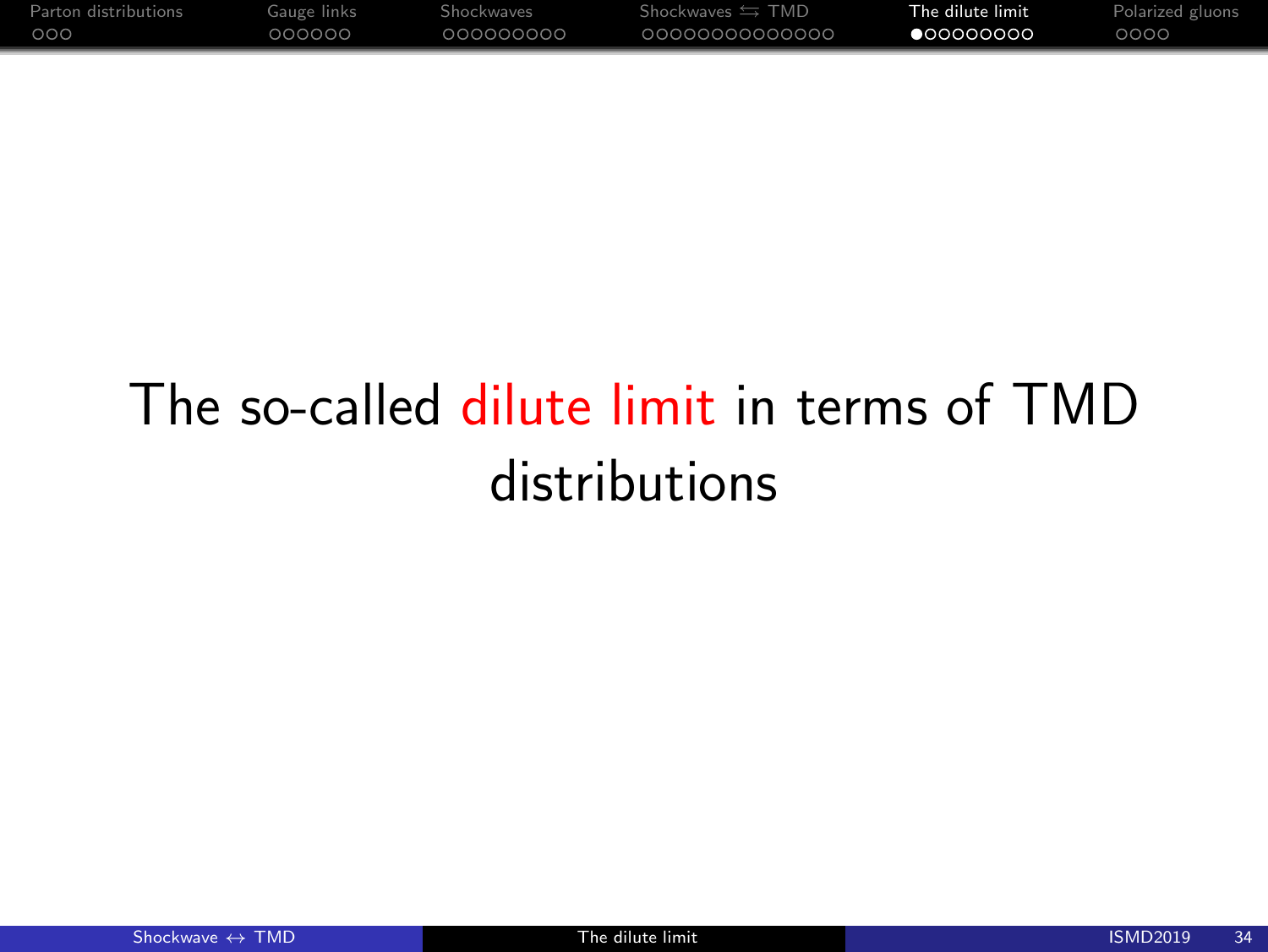# The so-called dilute limit in terms of TMD distributions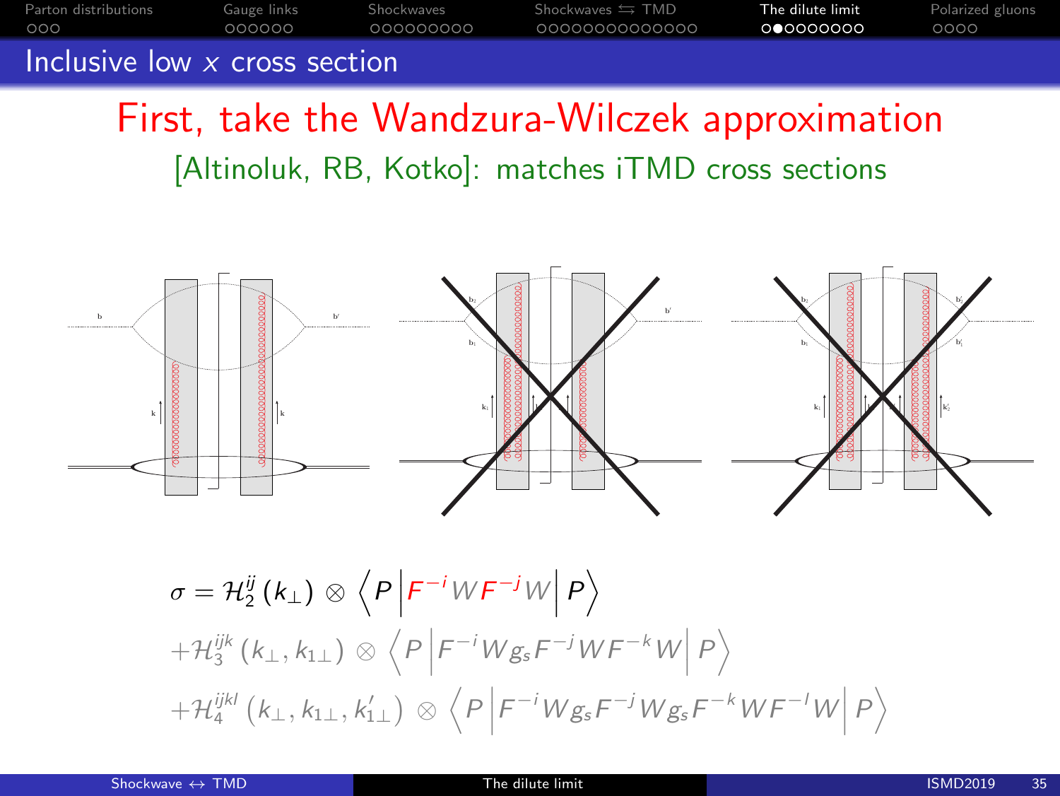## Inclusive low $x$ cross section

First, take the Wandzura-Wilczek approximation

[Altinoluk, RB, Kotko]: matches iTMD cross sections

$$\sigma = \mathcal{H}_2^{ij}(k_\perp) \otimes \left\langle P \left| F^{-i} W F^{-j} W \right| P \right\rangle$$

$$+\mathcal{H}_3^{ijk}(k_\perp, k_{1\perp}) \otimes \left\langle P \left| F^{-i} W g_s F^{-j} W F^{-k} W \right| P \right\rangle$$

$$+\mathcal{H}_4^{ijkl}(k_\perp, k_{1\perp}, k'_{1\perp}) \otimes \left\langle P \left| F^{-i} W g_s F^{-j} W g_s F^{-k} W F^{-l} W \right| P \right\rangle$$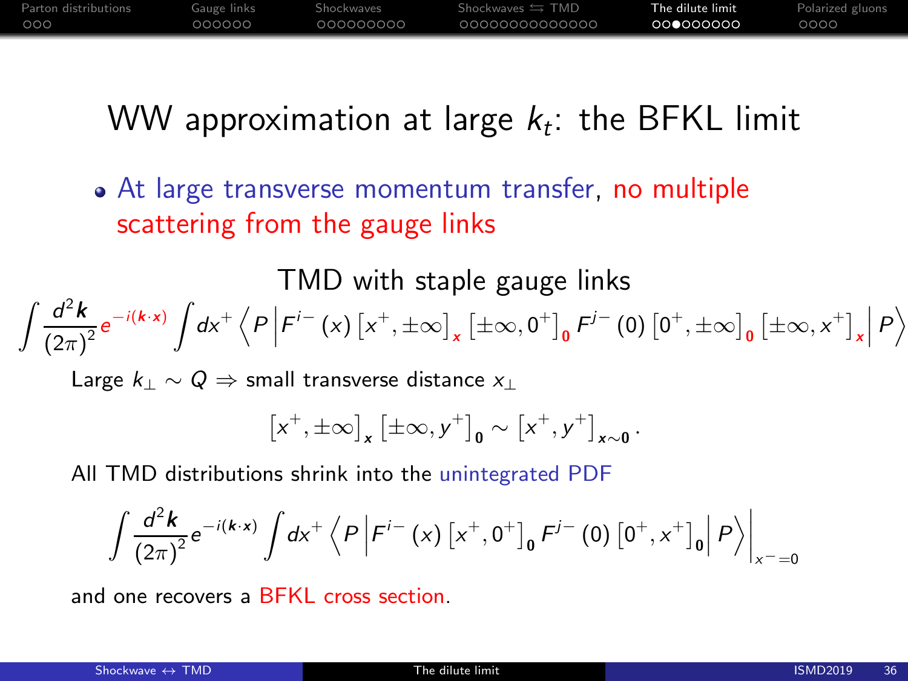# WW approximation at large $k_t$: the BFKL limit

- At large transverse momentum transfer, no multiple scattering from the gauge links

TMD with staple gauge links

$$\int \frac{d^2\boldsymbol{k}}{(2\pi)^2} e^{-i(\boldsymbol{k}\cdot\boldsymbol{x})} \int dx^+ \left\langle P \left| F^{i-}(x) \left[x^+, \pm\infty\right]_{\boldsymbol{x}} \left[\pm\infty, 0^+\right]_{\boldsymbol{0}} F^{j-}(0) \left[0^+, \pm\infty\right]_{\boldsymbol{0}} \left[\pm\infty, x^+\right]_{\boldsymbol{x}} \right| P \right\rangle$$

Large $k_\perp \sim Q \Rightarrow$ small transverse distance $x_\perp$

$$\left[x^+, \pm\infty\right]_{\boldsymbol{x}} \left[\pm\infty, y^+\right]_{\boldsymbol{0}} \sim \left[x^+, y^+\right]_{\boldsymbol{x}\sim\boldsymbol{0}}.$$

All TMD distributions shrink into the unintegrated PDF

$$\int \frac{d^2\boldsymbol{k}}{(2\pi)^2} e^{-i(\boldsymbol{k}\cdot\boldsymbol{x})} \int dx^+ \left\langle P \left| F^{i-}(x) \left[x^+, 0^+\right]_{\boldsymbol{0}} F^{j-}(0) \left[0^+, x^+\right]_{\boldsymbol{0}} \right| P \right\rangle \Big|_{x^-=0}$$

and one recovers a BFKL cross section.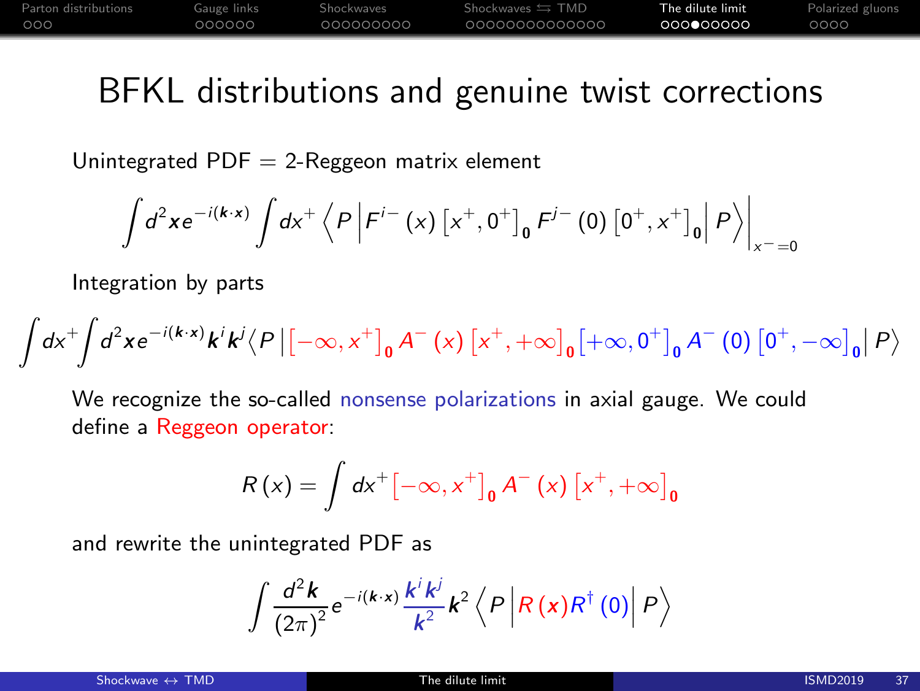# BFKL distributions and genuine twist corrections

Unintegrated PDF = 2-Reggeon matrix element

$$\int d^2\boldsymbol{x} e^{-i(\boldsymbol{k}\cdot\boldsymbol{x})} \int dx^+ \left\langle P \left| F^{i-}(x) \left[x^+, 0^+\right]_{\mathbf{0}} F^{j-}(0) \left[0^+, x^+\right]_{\mathbf{0}} \right| P \right\rangle \Big|_{x^-=0}$$

Integration by parts

$$\int dx^+ \int d^2\boldsymbol{x} e^{-i(\boldsymbol{k}\cdot\boldsymbol{x})} \boldsymbol{k}^i \boldsymbol{k}^j \left\langle P \left| \left[-\infty, x^+\right]_{\mathbf{0}} A^-(x) \left[x^+, +\infty\right]_{\mathbf{0}} \left[+\infty, 0^+\right]_{\mathbf{0}} A^-(0) \left[0^+, -\infty\right]_{\mathbf{0}} \right| P \right\rangle$$

We recognize the so-called nonsense polarizations in axial gauge. We could define a Reggeon operator:

$$R(x) = \int dx^+ \left[-\infty, x^+\right]_{\mathbf{0}} A^-(x) \left[x^+, +\infty\right]_{\mathbf{0}}$$

and rewrite the unintegrated PDF as

$$\int \frac{d^2\boldsymbol{k}}{(2\pi)^2} e^{-i(\boldsymbol{k}\cdot\boldsymbol{x})} \frac{\boldsymbol{k}^i \boldsymbol{k}^j}{\boldsymbol{k}^2} \boldsymbol{k}^2 \left\langle P \left| R(\boldsymbol{x}) R^\dagger(0) \right| P \right\rangle$$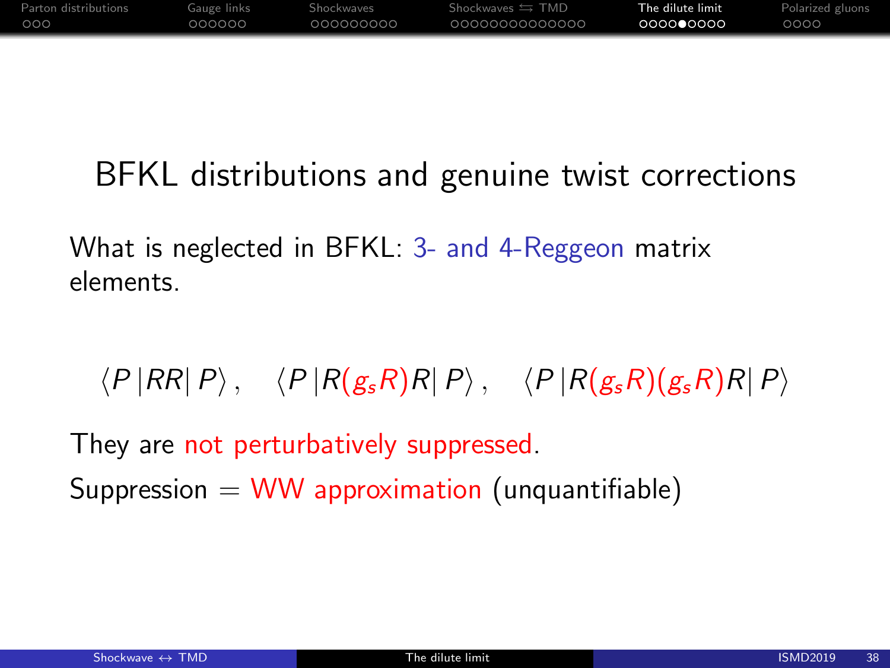# BFKL distributions and genuine twist corrections

What is neglected in BFKL: 3- and 4-Reggeon matrix elements.

$$\langle P\,|RR|\,P\rangle\,, \quad \langle P\,|R(g_s R)R|\,P\rangle\,, \quad \langle P\,|R(g_s R)(g_s R)R|\,P\rangle$$

They are not perturbatively suppressed.

Suppression = WW approximation (unquantifiable)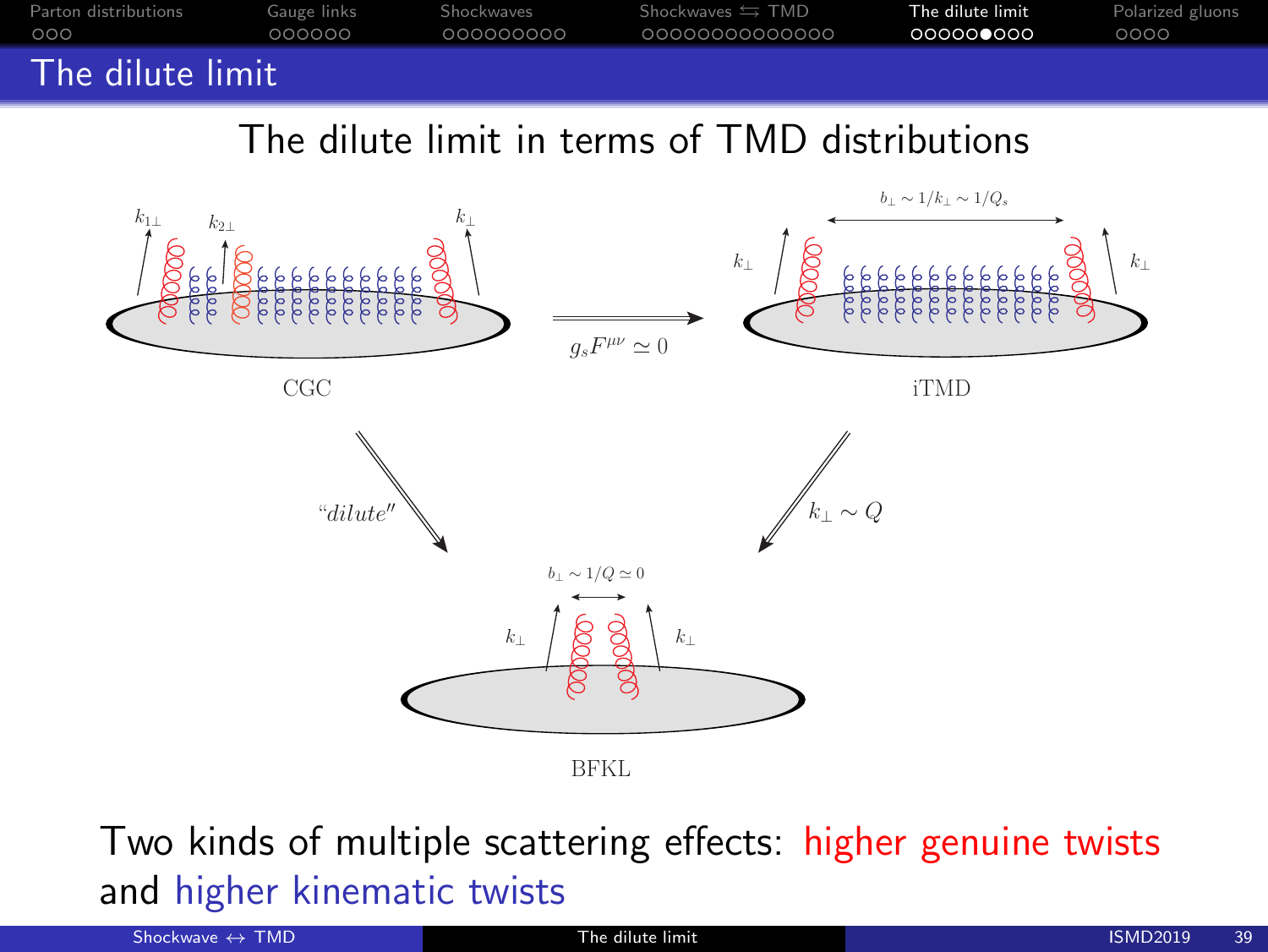# The dilute limit

## The dilute limit in terms of TMD distributions

CGC

$g_s F^{\mu\nu} \simeq 0$

iTMD

$b_\perp \sim 1/k_\perp \sim 1/Q_s$

*“dilute”*

$k_\perp \sim Q$

BFKL

$b_\perp \sim 1/Q \simeq 0$

Two kinds of multiple scattering effects: higher genuine twists and higher kinematic twists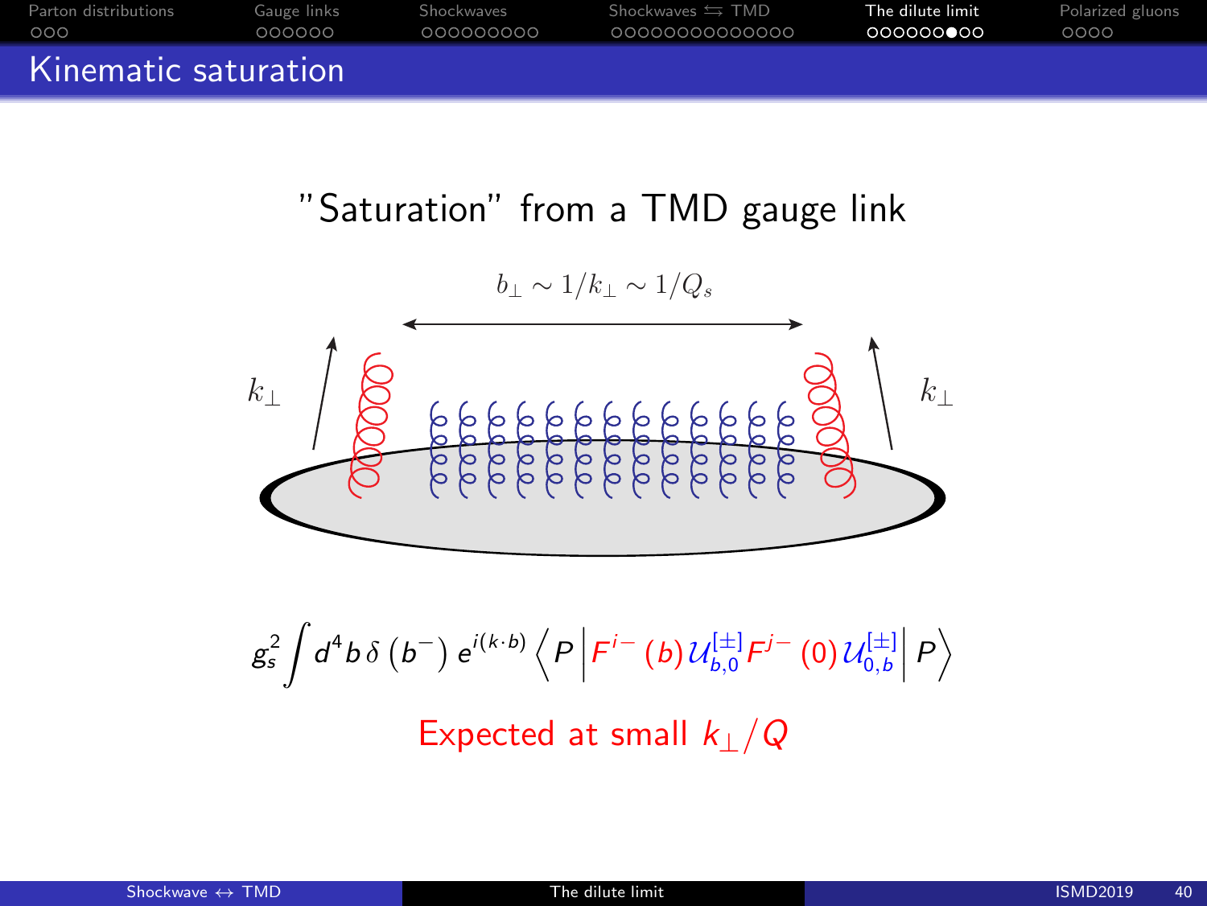# Kinematic saturation

## "Saturation" from a TMD gauge link

$b_\perp \sim 1/k_\perp \sim 1/Q_s$

$k_\perp$ $k_\perp$

$$g_s^2 \int d^4 b\, \delta\left(b^-\right) e^{i(k\cdot b)} \left\langle P \left| F^{i-}(b)\, \mathcal{U}^{[\pm]}_{b,0} F^{j-}(0)\, \mathcal{U}^{[\pm]}_{0,b} \right| P \right\rangle$$

Expected at small $k_\perp/Q$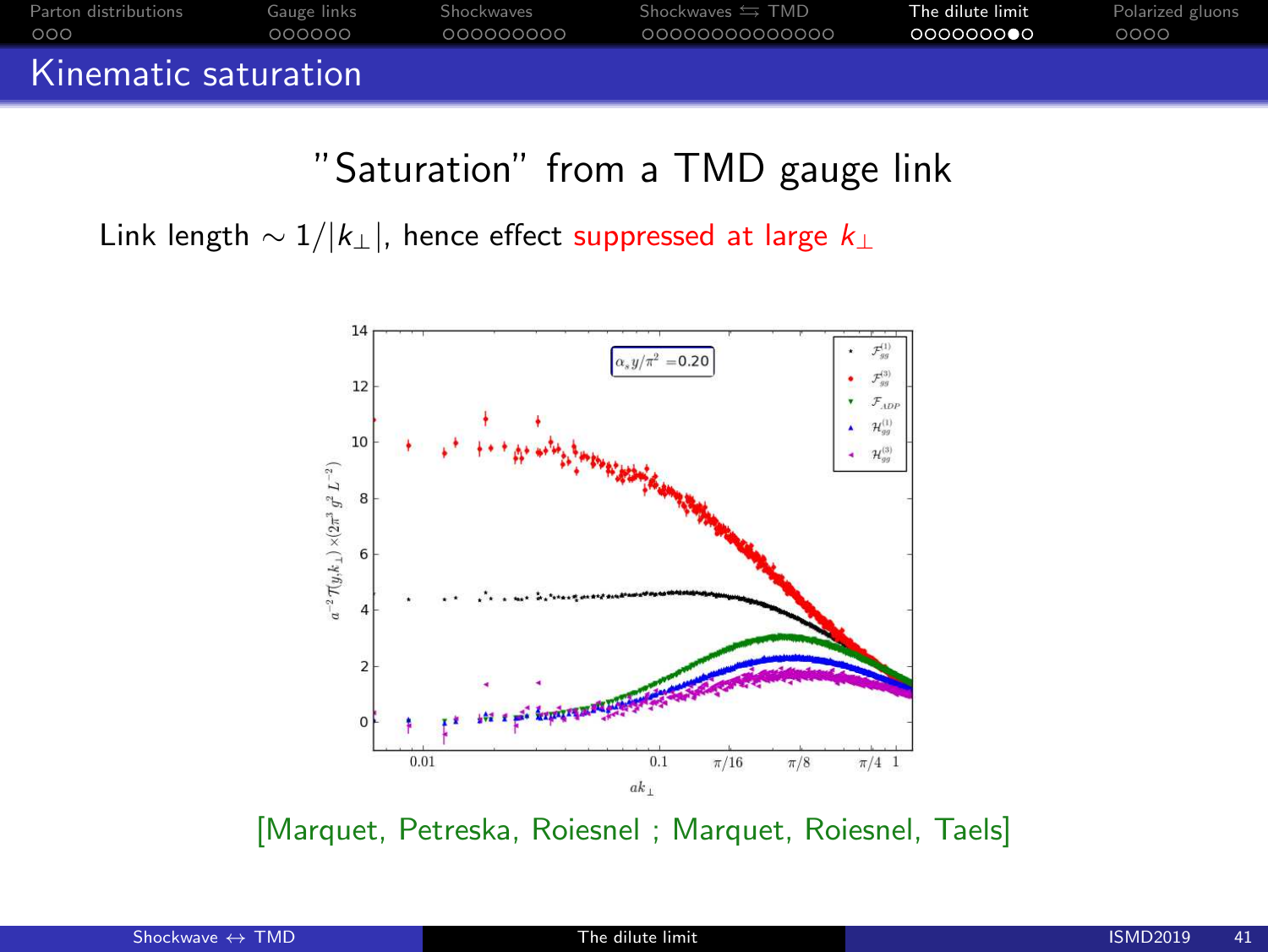# Kinematic saturation

## "Saturation" from a TMD gauge link

Link length $\sim 1/|k_\perp|$, hence effect suppressed at large $k_\perp$

[Marquet, Petreska, Roiesnel ; Marquet, Roiesnel, Taels]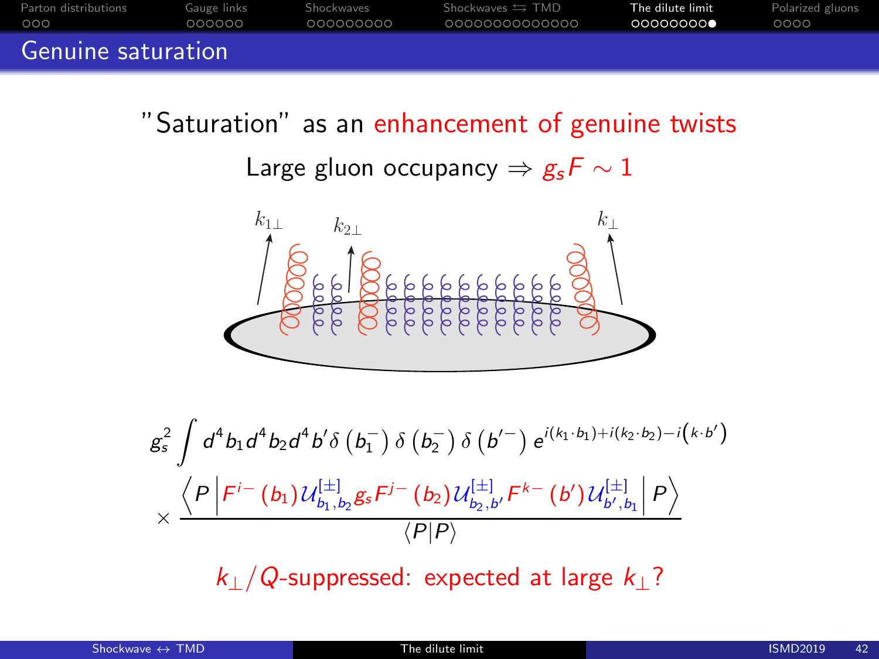# Genuine saturation

"Saturation" as an enhancement of genuine twists

Large gluon occupancy $\Rightarrow g_s F \sim 1$

$$
g_s^2 \int d^4 b_1 d^4 b_2 d^4 b' \delta\left(b_1^-\right) \delta\left(b_2^-\right) \delta\left(b'^-\right) e^{i(k_1 \cdot b_1) + i(k_2 \cdot b_2) - i\left(k \cdot b'\right)}
$$

$$
\times \frac{\left\langle P \left| F^{i-}(b_1) \mathcal{U}^{[\pm]}_{b_1, b_2} g_s F^{j-}(b_2) \mathcal{U}^{[\pm]}_{b_2, b'} F^{k-}(b') \mathcal{U}^{[\pm]}_{b', b_1} \right| P \right\rangle}{\langle P | P \rangle}
$$

$k_\perp / Q$-suppressed: expected at large $k_\perp$?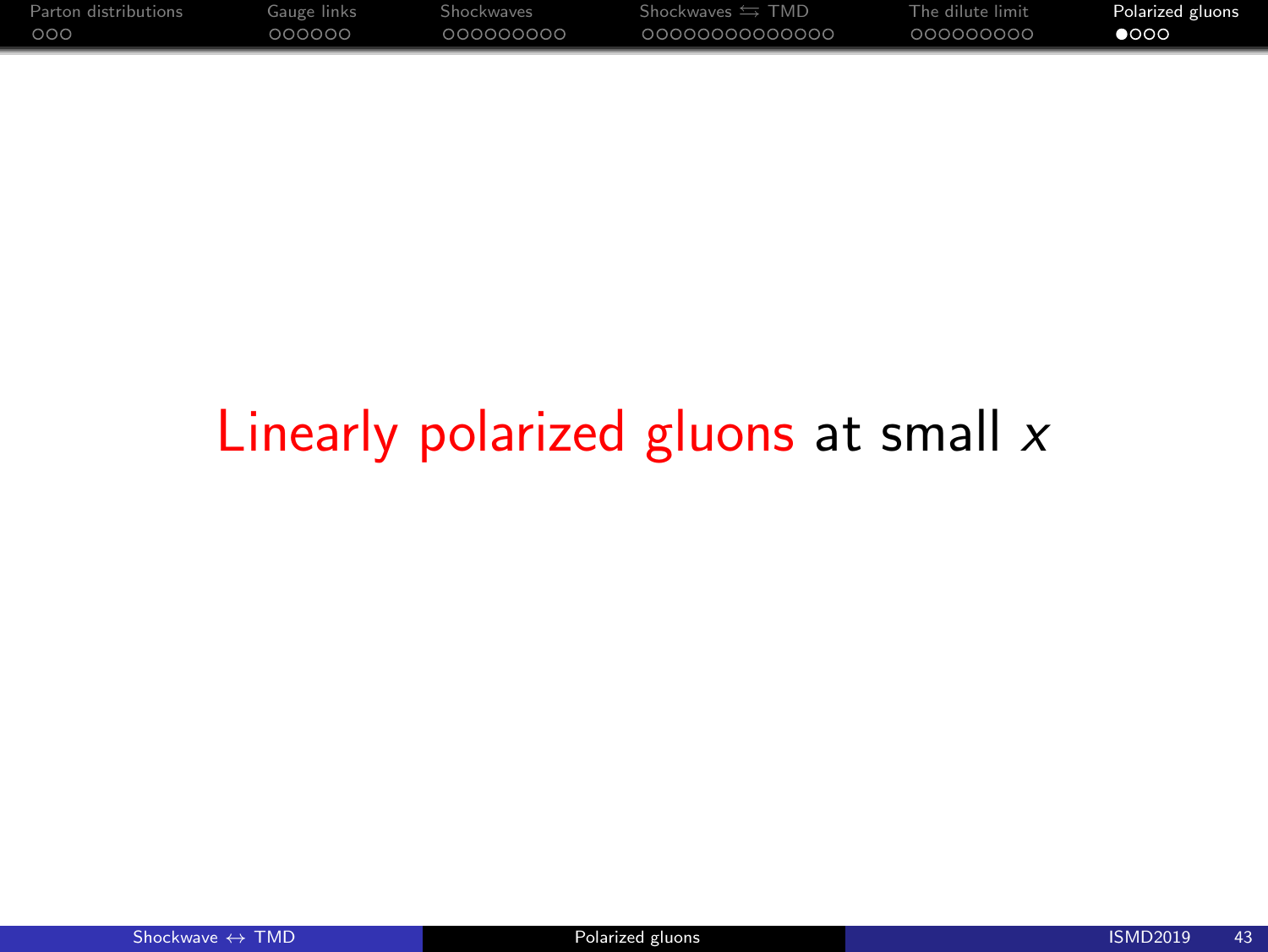# Linearly polarized gluons at small $x$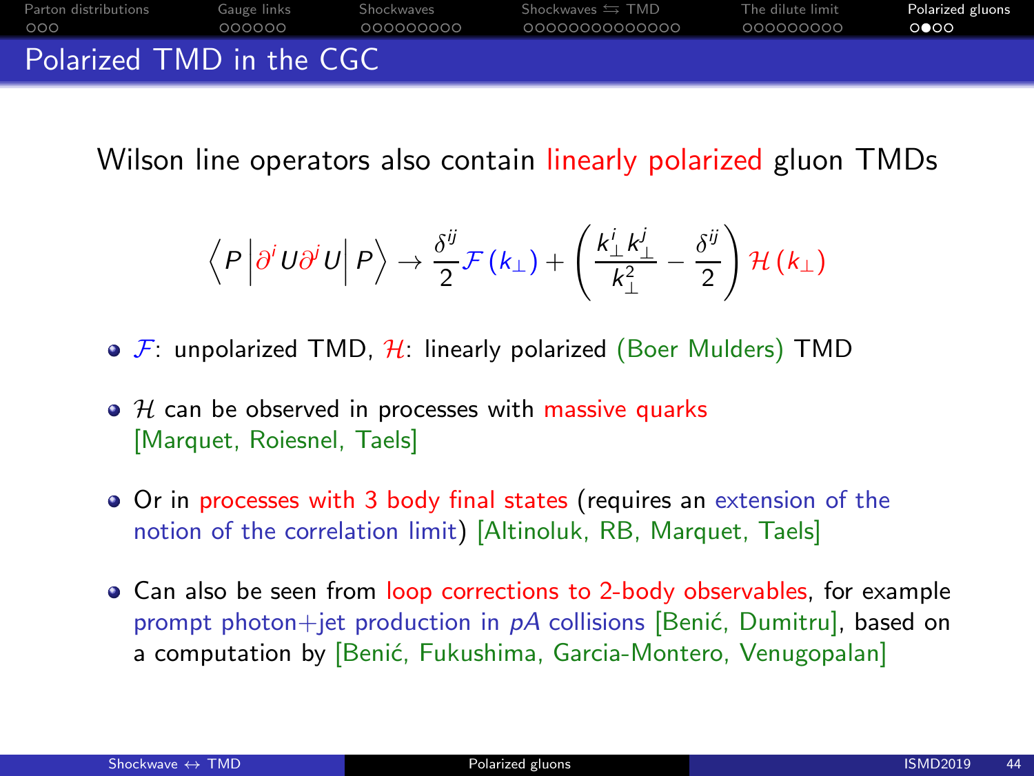# Polarized TMD in the CGC

Wilson line operators also contain linearly polarized gluon TMDs

$$\left\langle P \left| \partial^i U \partial^j U \right| P \right\rangle \to \frac{\delta^{ij}}{2} \mathcal{F}(k_\perp) + \left( \frac{k_\perp^i k_\perp^j}{k_\perp^2} - \frac{\delta^{ij}}{2} \right) \mathcal{H}(k_\perp)$$

- $\mathcal{F}$: unpolarized TMD, $\mathcal{H}$: linearly polarized (Boer Mulders) TMD
- $\mathcal{H}$ can be observed in processes with massive quarks [Marquet, Roiesnel, Taels]
- Or in processes with 3 body final states (requires an extension of the notion of the correlation limit) [Altinoluk, RB, Marquet, Taels]
- Can also be seen from loop corrections to 2-body observables, for example prompt photon+jet production in $pA$ collisions [Benić, Dumitru], based on a computation by [Benić, Fukushima, Garcia-Montero, Venugopalan]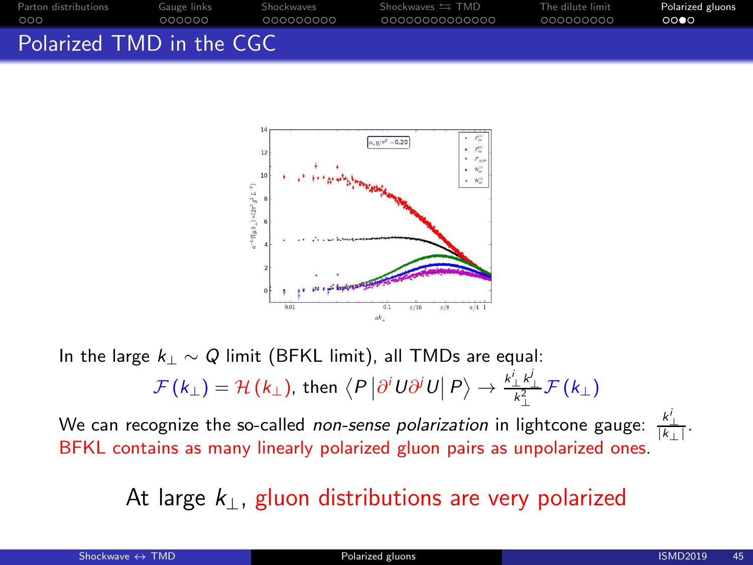# Polarized TMD in the CGC

In the large $k_\perp \sim Q$ limit (BFKL limit), all TMDs are equal:

$$\mathcal{F}(k_\perp) = \mathcal{H}(k_\perp), \text{ then } \left\langle P \left| \partial^i U \partial^j U \right| P \right\rangle \rightarrow \frac{k_\perp^i k_\perp^j}{k_\perp^2} \mathcal{F}(k_\perp)$$

We can recognize the so-called *non-sense polarization* in lightcone gauge: $\frac{k_\perp^i}{|k_\perp|}$.
BFKL contains as many linearly polarized gluon pairs as unpolarized ones.

At large $k_\perp$, gluon distributions are very polarized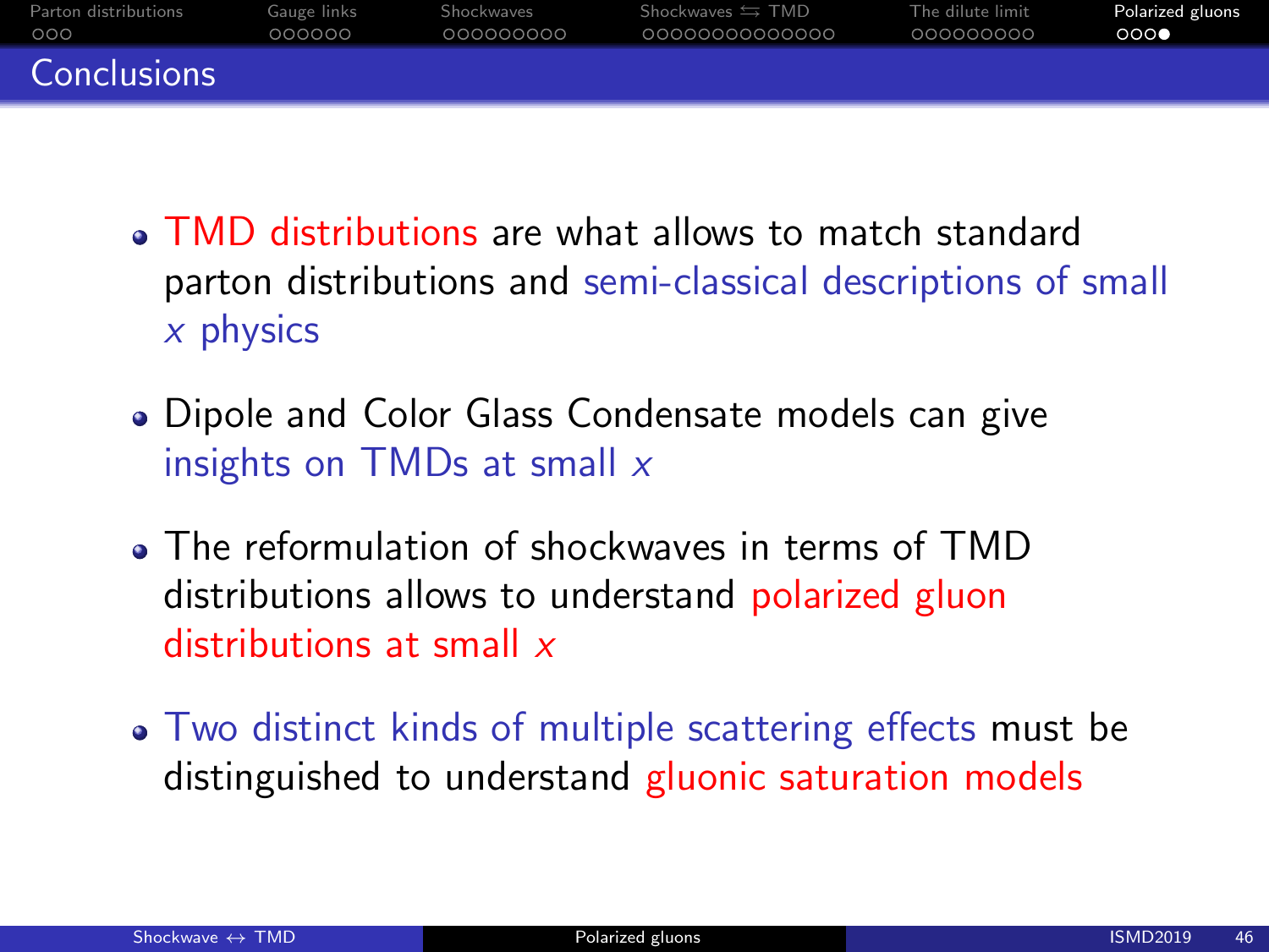# Conclusions

- TMD distributions are what allows to match standard parton distributions and semi-classical descriptions of small $x$ physics
- Dipole and Color Glass Condensate models can give insights on TMDs at small $x$
- The reformulation of shockwaves in terms of TMD distributions allows to understand polarized gluon distributions at small $x$
- Two distinct kinds of multiple scattering effects must be distinguished to understand gluonic saturation models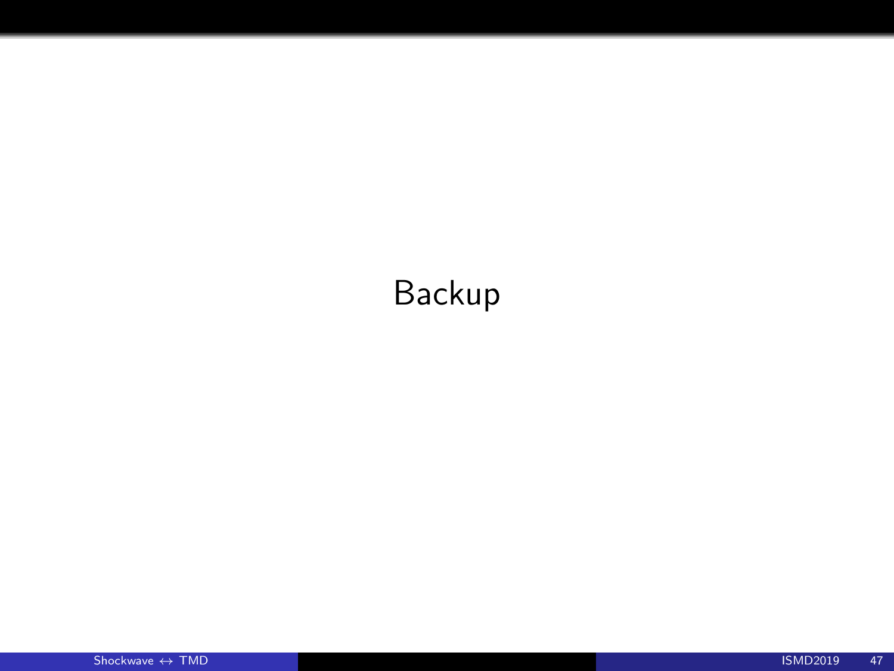# Backup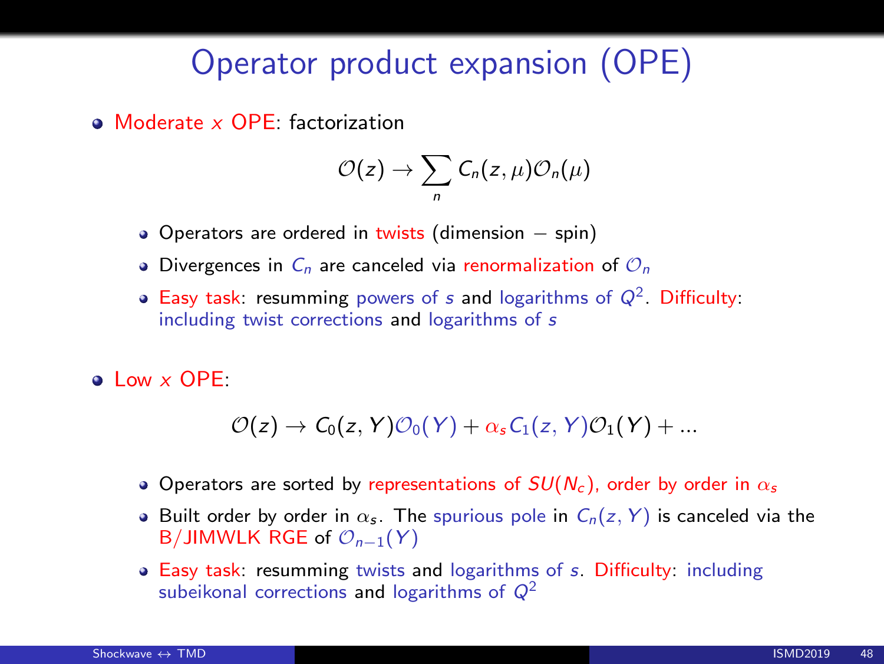# Operator product expansion (OPE)

- Moderate $x$ OPE: factorization

$$\mathcal{O}(z) \to \sum_n C_n(z,\mu)\mathcal{O}_n(\mu)$$

  - Operators are ordered in twists (dimension − spin)
  - Divergences in $C_n$ are canceled via renormalization of $\mathcal{O}_n$
  - Easy task: resumming powers of $s$ and logarithms of $Q^2$. Difficulty: including twist corrections and logarithms of $s$

- Low $x$ OPE:

$$\mathcal{O}(z) \to C_0(z,Y)\mathcal{O}_0(Y) + \alpha_s C_1(z,Y)\mathcal{O}_1(Y) + ...$$

  - Operators are sorted by representations of $SU(N_c)$, order by order in $\alpha_s$
  - Built order by order in $\alpha_s$. The spurious pole in $C_n(z,Y)$ is canceled via the B/JIMWLK RGE of $\mathcal{O}_{n-1}(Y)$
  - Easy task: resumming twists and logarithms of $s$. Difficulty: including subeikonal corrections and logarithms of $Q^2$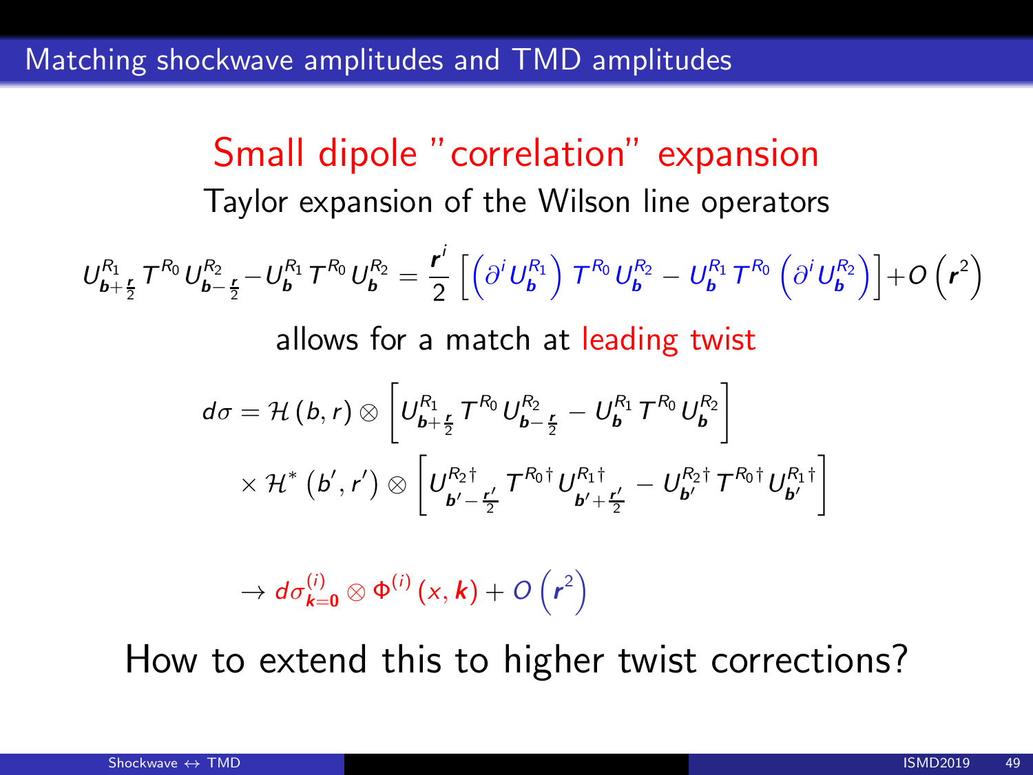## Matching shockwave amplitudes and TMD amplitudes

### Small dipole "correlation" expansion

Taylor expansion of the Wilson line operators

$$U^{R_1}_{\boldsymbol{b}+\frac{\boldsymbol{r}}{2}} T^{R_0} U^{R_2}_{\boldsymbol{b}-\frac{\boldsymbol{r}}{2}} - U^{R_1}_{\boldsymbol{b}} T^{R_0} U^{R_2}_{\boldsymbol{b}} = \frac{\boldsymbol{r}^i}{2}\left[\left(\partial^i U^{R_1}_{\boldsymbol{b}}\right) T^{R_0} U^{R_2}_{\boldsymbol{b}} - U^{R_1}_{\boldsymbol{b}} T^{R_0}\left(\partial^i U^{R_2}_{\boldsymbol{b}}\right)\right] + O\left(\boldsymbol{r}^2\right)$$

allows for a match at leading twist

$$d\sigma = \mathcal{H}(b,r) \otimes \left[U^{R_1}_{\boldsymbol{b}+\frac{\boldsymbol{r}}{2}} T^{R_0} U^{R_2}_{\boldsymbol{b}-\frac{\boldsymbol{r}}{2}} - U^{R_1}_{\boldsymbol{b}} T^{R_0} U^{R_2}_{\boldsymbol{b}}\right]$$

$$\times\, \mathcal{H}^*\left(b',r'\right) \otimes \left[U^{R_2\dagger}_{\boldsymbol{b}'-\frac{\boldsymbol{r}'}{2}} T^{R_0\dagger} U^{R_1\dagger}_{\boldsymbol{b}'+\frac{\boldsymbol{r}'}{2}} - U^{R_2\dagger}_{\boldsymbol{b}'} T^{R_0\dagger} U^{R_1\dagger}_{\boldsymbol{b}'}\right]$$

$$\rightarrow d\sigma^{(i)}_{\boldsymbol{k}=\boldsymbol{0}} \otimes \Phi^{(i)}\left(x,\boldsymbol{k}\right) + O\left(\boldsymbol{r}^2\right)$$

How to extend this to higher twist corrections?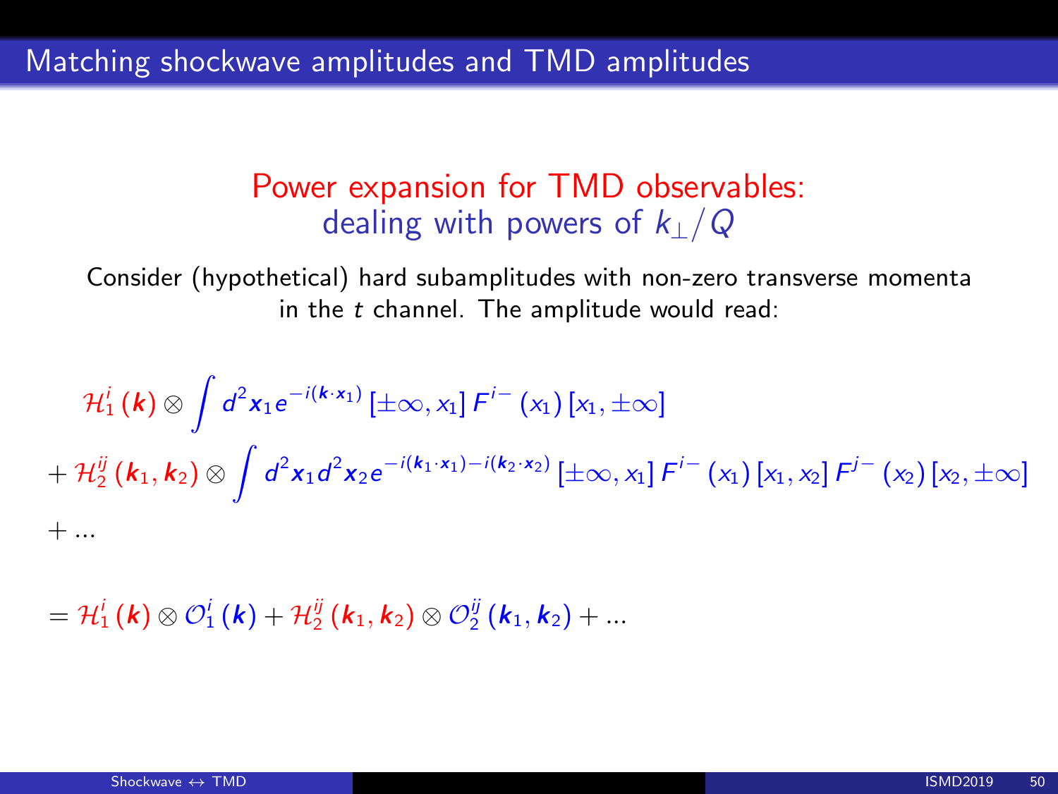## Matching shockwave amplitudes and TMD amplitudes

### Power expansion for TMD observables: dealing with powers of $k_\perp/Q$

Consider (hypothetical) hard subamplitudes with non-zero transverse momenta in the $t$ channel. The amplitude would read:

$$
\begin{aligned}
&\mathcal{H}_1^i(\boldsymbol{k}) \otimes \int d^2\boldsymbol{x}_1 e^{-i(\boldsymbol{k}\cdot\boldsymbol{x}_1)} [\pm\infty, x_1] F^{i-}(x_1) [x_1, \pm\infty] \\
&+ \mathcal{H}_2^{ij}(\boldsymbol{k}_1, \boldsymbol{k}_2) \otimes \int d^2\boldsymbol{x}_1 d^2\boldsymbol{x}_2 e^{-i(\boldsymbol{k}_1\cdot\boldsymbol{x}_1)-i(\boldsymbol{k}_2\cdot\boldsymbol{x}_2)} [\pm\infty, x_1] F^{i-}(x_1) [x_1, x_2] F^{j-}(x_2) [x_2, \pm\infty] \\
&+ \ldots
\end{aligned}
$$

$$
= \mathcal{H}_1^i(\boldsymbol{k}) \otimes \mathcal{O}_1^i(\boldsymbol{k}) + \mathcal{H}_2^{ij}(\boldsymbol{k}_1, \boldsymbol{k}_2) \otimes \mathcal{O}_2^{ij}(\boldsymbol{k}_1, \boldsymbol{k}_2) + \ldots
$$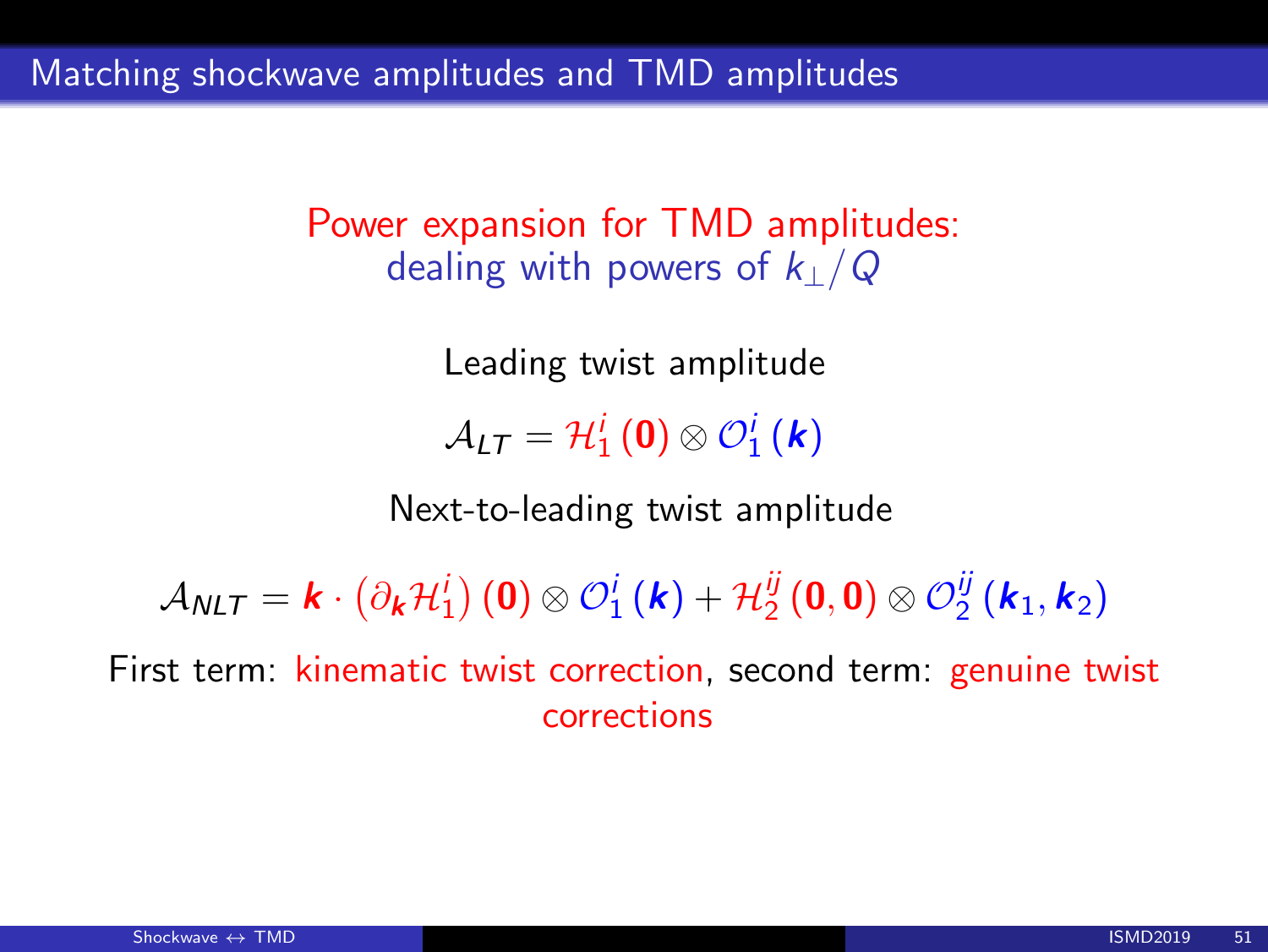# Matching shockwave amplitudes and TMD amplitudes

Power expansion for TMD amplitudes:
dealing with powers of $k_{\perp}/Q$

Leading twist amplitude

$$\mathcal{A}_{LT} = \mathcal{H}_1^i\left(\mathbf{0}\right) \otimes \mathcal{O}_1^i\left(\boldsymbol{k}\right)$$

Next-to-leading twist amplitude

$$\mathcal{A}_{NLT} = \boldsymbol{k} \cdot \left(\partial_{\boldsymbol{k}} \mathcal{H}_1^i\right)\left(\mathbf{0}\right) \otimes \mathcal{O}_1^i\left(\boldsymbol{k}\right) + \mathcal{H}_2^{ij}\left(\mathbf{0}, \mathbf{0}\right) \otimes \mathcal{O}_2^{ij}\left(\boldsymbol{k}_1, \boldsymbol{k}_2\right)$$

First term: kinematic twist correction, second term: genuine twist corrections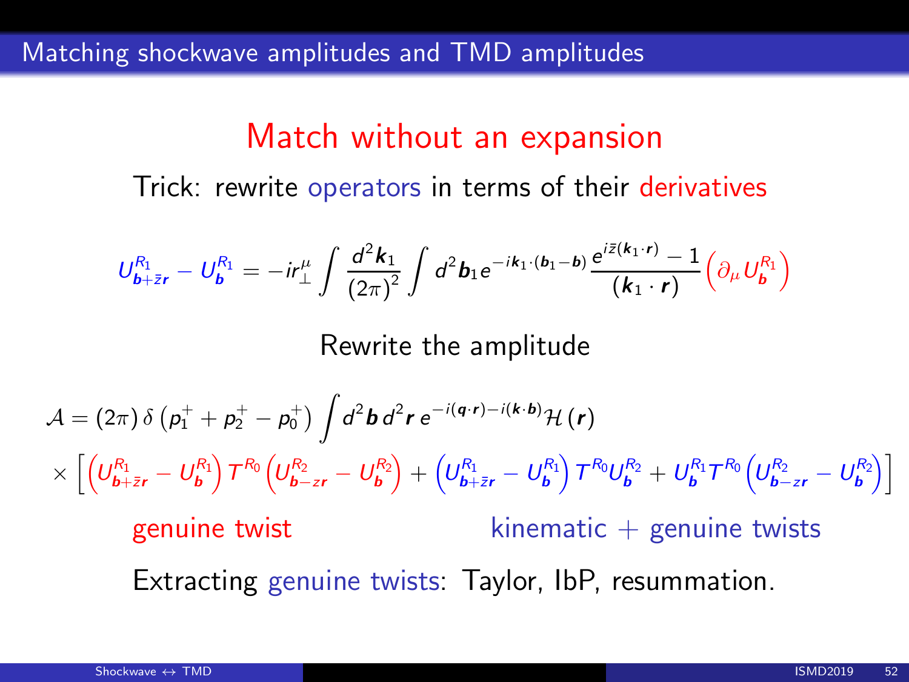## Matching shockwave amplitudes and TMD amplitudes

### Match without an expansion

Trick: rewrite operators in terms of their derivatives

$$U^{R_1}_{\boldsymbol{b}+\bar{z}\boldsymbol{r}} - U^{R_1}_{\boldsymbol{b}} = -ir_\perp^\mu \int \frac{d^2\boldsymbol{k}_1}{(2\pi)^2} \int d^2\boldsymbol{b}_1 e^{-i\boldsymbol{k}_1\cdot(\boldsymbol{b}_1-\boldsymbol{b})} \frac{e^{i\bar{z}(\boldsymbol{k}_1\cdot\boldsymbol{r})}-1}{(\boldsymbol{k}_1\cdot\boldsymbol{r})} \left(\partial_\mu U^{R_1}_{\boldsymbol{b}}\right)$$

Rewrite the amplitude

$$\mathcal{A} = (2\pi)\,\delta\left(p_1^+ + p_2^+ - p_0^+\right) \int d^2\boldsymbol{b}\, d^2\boldsymbol{r}\, e^{-i(\boldsymbol{q}\cdot\boldsymbol{r})-i(\boldsymbol{k}\cdot\boldsymbol{b})}\mathcal{H}(\boldsymbol{r})$$
$$\times\left[\left(U^{R_1}_{\boldsymbol{b}+\bar{z}\boldsymbol{r}} - U^{R_1}_{\boldsymbol{b}}\right)T^{R_0}\left(U^{R_2}_{\boldsymbol{b}-z\boldsymbol{r}} - U^{R_2}_{\boldsymbol{b}}\right) + \left(U^{R_1}_{\boldsymbol{b}+\bar{z}\boldsymbol{r}} - U^{R_1}_{\boldsymbol{b}}\right)T^{R_0}U^{R_2}_{\boldsymbol{b}} + U^{R_1}_{\boldsymbol{b}}T^{R_0}\left(U^{R_2}_{\boldsymbol{b}-z\boldsymbol{r}} - U^{R_2}_{\boldsymbol{b}}\right)\right]$$

genuine twist &nbsp;&nbsp;&nbsp;&nbsp;&nbsp;&nbsp;&nbsp;&nbsp; kinematic + genuine twists

Extracting genuine twists: Taylor, IbP, resummation.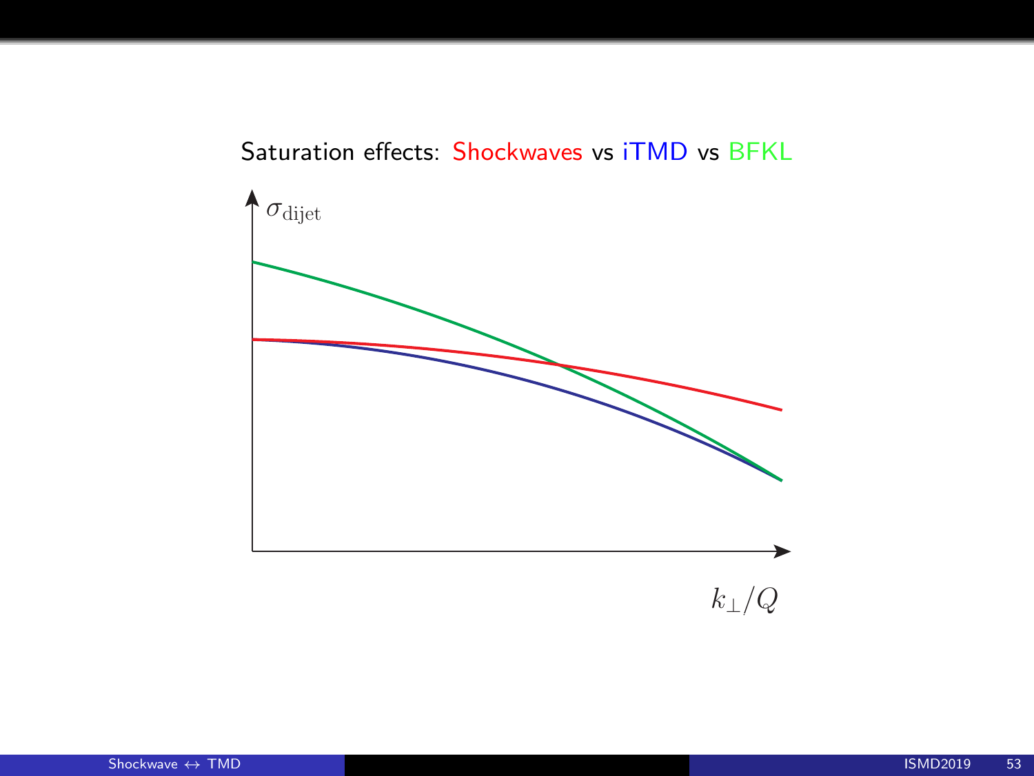Saturation effects: Shockwaves vs iTMD vs BFKL

$\sigma_{\text{dijet}}$

$k_\perp/Q$